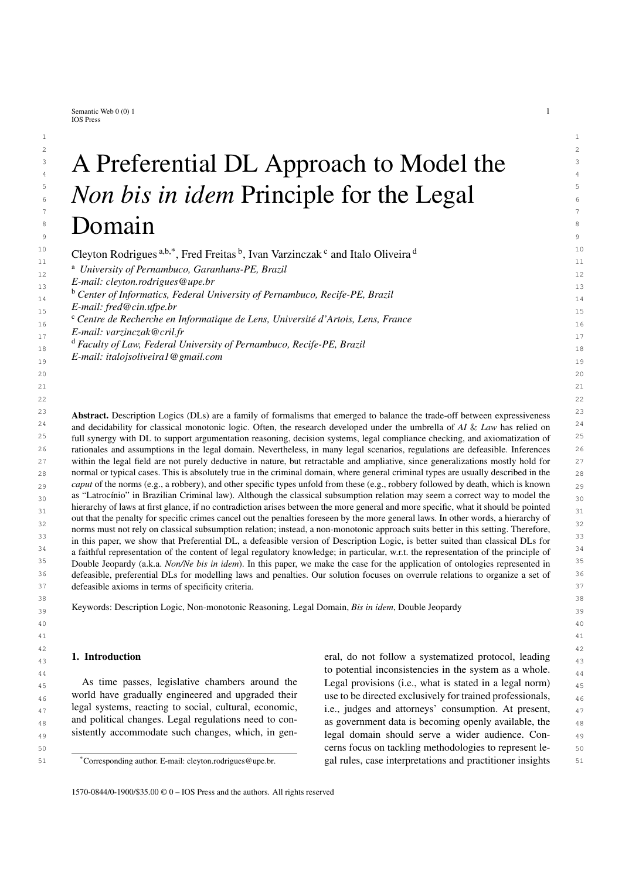# A Preferential DL Approach to Model the *Non bis in idem* Principle for the Legal Domain

Cleyton Rodrigues [a,b,*], Fred Freitas [b], Ivan Varzinczak [c] and Italo Oliveira [d]

[a] *University of Pernambuco, Garanhuns-PE, Brazil*
*E-mail: cleyton.rodrigues@upe.br*

[b] *Center of Informatics, Federal University of Pernambuco, Recife-PE, Brazil*
*E-mail: fred@cin.ufpe.br*

[c] *Centre de Recherche en Informatique de Lens, Université d'Artois, Lens, France*
*E-mail: varzinczak@cril.fr*

[d] *Faculty of Law, Federal University of Pernambuco, Recife-PE, Brazil*
*E-mail: italojsoliveira1@gmail.com*

**Abstract.** Description Logics (DLs) are a family of formalisms that emerged to balance the trade-off between expressiveness and decidability for classical monotonic logic. Often, the research developed under the umbrella of *AI & Law* has relied on full synergy with DL to support argumentation reasoning, decision systems, legal compliance checking, and axiomatization of rationales and assumptions in the legal domain. Nevertheless, in many legal scenarios, regulations are defeasible. Inferences within the legal field are not purely deductive in nature, but retractable and ampliative, since generalizations mostly hold for normal or typical cases. This is absolutely true in the criminal domain, where general criminal types are usually described in the *caput* of the norms (e.g., a robbery), and other specific types unfold from these (e.g., robbery followed by death, which is known as "Latrocínio" in Brazilian Criminal law). Although the classical subsumption relation may seem a correct way to model the hierarchy of laws at first glance, if no contradiction arises between the more general and more specific, what it should be pointed out that the penalty for specific crimes cancel out the penalties foreseen by the more general laws. In other words, a hierarchy of norms must not rely on classical subsumption relation; instead, a non-monotonic approach suits better in this setting. Therefore, in this paper, we show that Preferential DL, a defeasible version of Description Logic, is better suited than classical DLs for a faithful representation of the content of legal regulatory knowledge; in particular, w.r.t. the representation of the principle of Double Jeopardy (a.k.a. *Non/Ne bis in idem*). In this paper, we make the case for the application of ontologies represented in defeasible, preferential DLs for modelling laws and penalties. Our solution focuses on overrule relations to organize a set of defeasible axioms in terms of specificity criteria.

Keywords: Description Logic, Non-monotonic Reasoning, Legal Domain, *Bis in idem*, Double Jeopardy

## 1. Introduction

As time passes, legislative chambers around the world have gradually engineered and upgraded their legal systems, reacting to social, cultural, economic, and political changes. Legal regulations need to consistently accommodate such changes, which, in general, do not follow a systematized protocol, leading to potential inconsistencies in the system as a whole. Legal provisions (i.e., what is stated in a legal norm) use to be directed exclusively for trained professionals, i.e., judges and attorneys' consumption. At present, as government data is becoming openly available, the legal domain should serve a wider audience. Concerns focus on tackling methodologies to represent legal rules, case interpretations and practitioner insights

*Corresponding author. E-mail: cleyton.rodrigues@upe.br.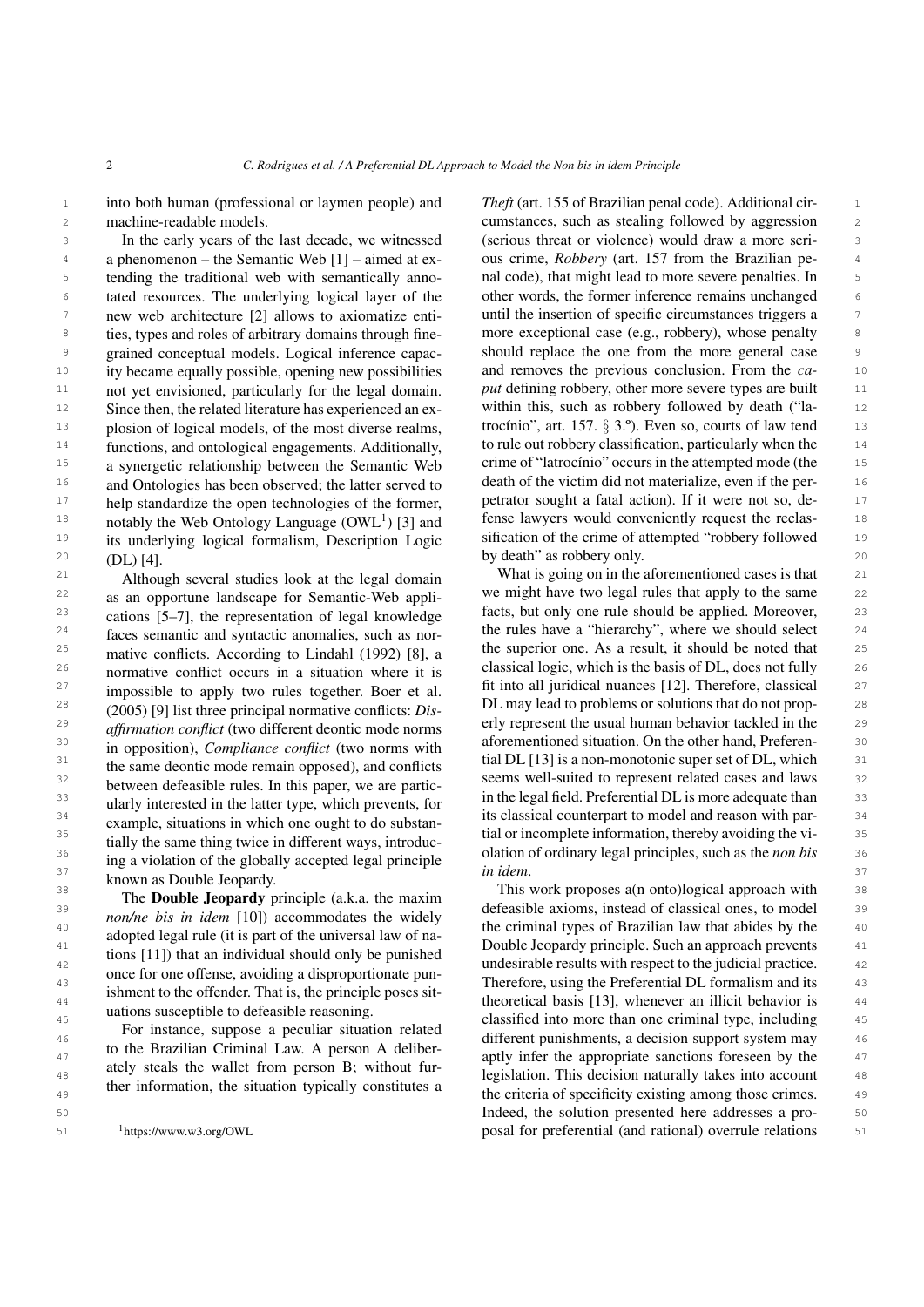into both human (professional or laymen people) and machine-readable models.

In the early years of the last decade, we witnessed a phenomenon – the Semantic Web [1] – aimed at extending the traditional web with semantically annotated resources. The underlying logical layer of the new web architecture [2] allows to axiomatize entities, types and roles of arbitrary domains through fine-grained conceptual models. Logical inference capacity became equally possible, opening new possibilities not yet envisioned, particularly for the legal domain. Since then, the related literature has experienced an explosion of logical models, of the most diverse realms, functions, and ontological engagements. Additionally, a synergetic relationship between the Semantic Web and Ontologies has been observed; the latter served to help standardize the open technologies of the former, notably the Web Ontology Language (OWL[1]) [3] and its underlying logical formalism, Description Logic (DL) [4].

Although several studies look at the legal domain as an opportune landscape for Semantic-Web applications [5–7], the representation of legal knowledge faces semantic and syntactic anomalies, such as normative conflicts. According to Lindahl (1992) [8], a normative conflict occurs in a situation where it is impossible to apply two rules together. Boer et al. (2005) [9] list three principal normative conflicts: *Disaffirmation conflict* (two different deontic mode norms in opposition), *Compliance conflict* (two norms with the same deontic mode remain opposed), and conflicts between defeasible rules. In this paper, we are particularly interested in the latter type, which prevents, for example, situations in which one ought to do substantially the same thing twice in different ways, introducing a violation of the globally accepted legal principle known as Double Jeopardy.

The **Double Jeopardy** principle (a.k.a. the maxim *non/ne bis in idem* [10]) accommodates the widely adopted legal rule (it is part of the universal law of nations [11]) that an individual should only be punished once for one offense, avoiding a disproportionate punishment to the offender. That is, the principle poses situations susceptible to defeasible reasoning.

For instance, suppose a peculiar situation related to the Brazilian Criminal Law. A person A deliberately steals the wallet from person B; without further information, the situation typically constitutes a *Theft* (art. 155 of Brazilian penal code). Additional circumstances, such as stealing followed by aggression (serious threat or violence) would draw a more serious crime, *Robbery* (art. 157 from the Brazilian penal code), that might lead to more severe penalties. In other words, the former inference remains unchanged until the insertion of specific circumstances triggers a more exceptional case (e.g., robbery), whose penalty should replace the one from the more general case and removes the previous conclusion. From the *caput* defining robbery, other more severe types are built within this, such as robbery followed by death ("latrocínio", art. 157. § 3.º). Even so, courts of law tend to rule out robbery classification, particularly when the crime of "latrocínio" occurs in the attempted mode (the death of the victim did not materialize, even if the perpetrator sought a fatal action). If it were not so, defense lawyers would conveniently request the reclassification of the crime of attempted "robbery followed by death" as robbery only.

What is going on in the aforementioned cases is that we might have two legal rules that apply to the same facts, but only one rule should be applied. Moreover, the rules have a "hierarchy", where we should select the superior one. As a result, it should be noted that classical logic, which is the basis of DL, does not fully fit into all juridical nuances [12]. Therefore, classical DL may lead to problems or solutions that do not properly represent the usual human behavior tackled in the aforementioned situation. On the other hand, Preferential DL [13] is a non-monotonic super set of DL, which seems well-suited to represent related cases and laws in the legal field. Preferential DL is more adequate than its classical counterpart to model and reason with partial or incomplete information, thereby avoiding the violation of ordinary legal principles, such as the *non bis in idem*.

This work proposes a(n onto)logical approach with defeasible axioms, instead of classical ones, to model the criminal types of Brazilian law that abides by the Double Jeopardy principle. Such an approach prevents undesirable results with respect to the judicial practice. Therefore, using the Preferential DL formalism and its theoretical basis [13], whenever an illicit behavior is classified into more than one criminal type, including different punishments, a decision support system may aptly infer the appropriate sanctions foreseen by the legislation. This decision naturally takes into account the criteria of specificity existing among those crimes. Indeed, the solution presented here addresses a proposal for preferential (and rational) overrule relations

[1] https://www.w3.org/OWL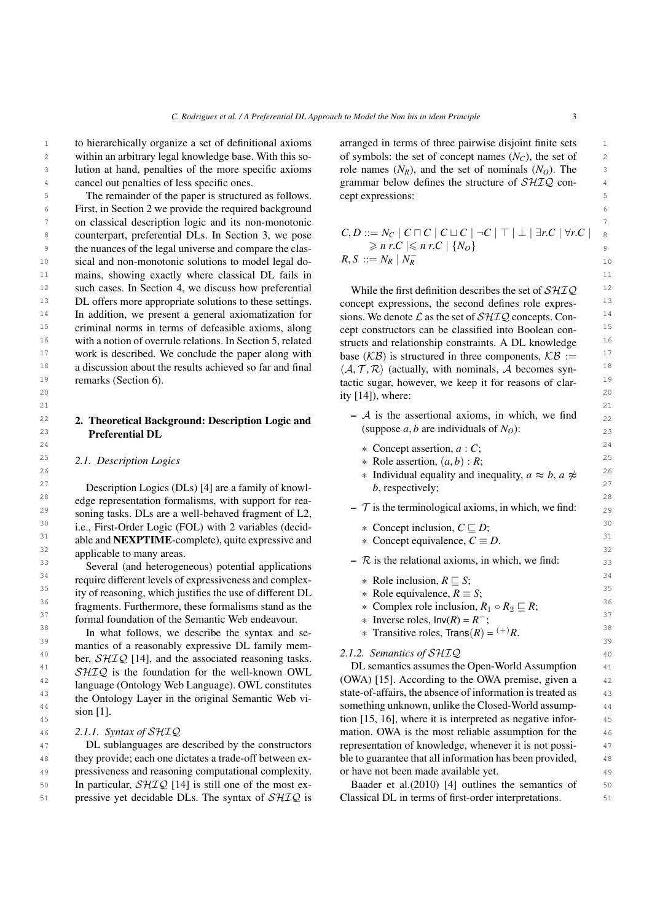to hierarchically organize a set of definitional axioms within an arbitrary legal knowledge base. With this solution at hand, penalties of the more specific axioms cancel out penalties of less specific ones.

The remainder of the paper is structured as follows. First, in Section 2 we provide the required background on classical description logic and its non-monotonic counterpart, preferential DLs. In Section 3, we pose the nuances of the legal universe and compare the classical and non-monotonic solutions to model legal domains, showing exactly where classical DL fails in such cases. In Section 4, we discuss how preferential DL offers more appropriate solutions to these settings. In addition, we present a general axiomatization for criminal norms in terms of defeasible axioms, along with a notion of overrule relations. In Section 5, related work is described. We conclude the paper along with a discussion about the results achieved so far and final remarks (Section 6).

## 2. Theoretical Background: Description Logic and Preferential DL

### 2.1. Description Logics

Description Logics (DLs) [4] are a family of knowledge representation formalisms, with support for reasoning tasks. DLs are a well-behaved fragment of L2, i.e., First-Order Logic (FOL) with 2 variables (decidable and **NEXPTIME**-complete), quite expressive and applicable to many areas.

Several (and heterogeneous) potential applications require different levels of expressiveness and complexity of reasoning, which justifies the use of different DL fragments. Furthermore, these formalisms stand as the formal foundation of the Semantic Web endeavour.

In what follows, we describe the syntax and semantics of a reasonably expressive DL family member, $\mathcal{SHIQ}$ [14], and the associated reasoning tasks. $\mathcal{SHIQ}$ is the foundation for the well-known OWL language (Ontology Web Language). OWL constitutes the Ontology Layer in the original Semantic Web vision [1].

#### 2.1.1. Syntax of $\mathcal{SHIQ}$

DL sublanguages are described by the constructors they provide; each one dictates a trade-off between expressiveness and reasoning computational complexity. In particular, $\mathcal{SHIQ}$ [14] is still one of the most expressive yet decidable DLs. The syntax of $\mathcal{SHIQ}$ is arranged in terms of three pairwise disjoint finite sets of symbols: the set of concept names ($N_C$), the set of role names ($N_R$), and the set of nominals ($N_O$). The grammar below defines the structure of $\mathcal{SHIQ}$ concept expressions:

$$
\begin{aligned}
C, D &::= N_C \mid C \sqcap C \mid C \sqcup C \mid \neg C \mid \top \mid \bot \mid \exists r.C \mid \forall r.C \mid \\
&\quad\ \geqslant n\ r.C \mid \leqslant n\ r.C \mid \{N_O\} \\
R, S &::= N_R \mid N_R^-
\end{aligned}
$$

While the first definition describes the set of $\mathcal{SHIQ}$ concept expressions, the second defines role expressions. We denote $\mathcal{L}$ as the set of $\mathcal{SHIQ}$ concepts. Concept constructors can be classified into Boolean constructs and relationship constraints. A DL knowledge base ($\mathcal{KB}$) is structured in three components, $\mathcal{KB} := \langle \mathcal{A}, \mathcal{T}, \mathcal{R} \rangle$ (actually, with nominals, $\mathcal{A}$ becomes syntactic sugar, however, we keep it for reasons of clarity [14]), where:

- $\mathcal{A}$ is the assertional axioms, in which, we find (suppose $a, b$ are individuals of $N_O$):
  - Concept assertion, $a : C$;
  - Role assertion, $(a, b) : R$;
  - Individual equality and inequality, $a \approx b$, $a \not\approx b$, respectively;
- $\mathcal{T}$ is the terminological axioms, in which, we find:
  - Concept inclusion, $C \sqsubseteq D$;
  - Concept equivalence, $C \equiv D$.
- $\mathcal{R}$ is the relational axioms, in which, we find:
  - Role inclusion, $R \sqsubseteq S$;
  - Role equivalence, $R \equiv S$;
  - Complex role inclusion, $R_1 \circ R_2 \sqsubseteq R$;
  - Inverse roles, $\mathsf{Inv}(R) = R^-$;
  - Transitive roles, $\mathsf{Trans}(R) = {}^{(+)}R$.

#### 2.1.2. Semantics of $\mathcal{SHIQ}$

DL semantics assumes the Open-World Assumption (OWA) [15]. According to the OWA premise, given a state-of-affairs, the absence of information is treated as something unknown, unlike the Closed-World assumption [15, 16], where it is interpreted as negative information. OWA is the most reliable assumption for the representation of knowledge, whenever it is not possible to guarantee that all information has been provided, or have not been made available yet.

Baader et al.(2010) [4] outlines the semantics of Classical DL in terms of first-order interpretations.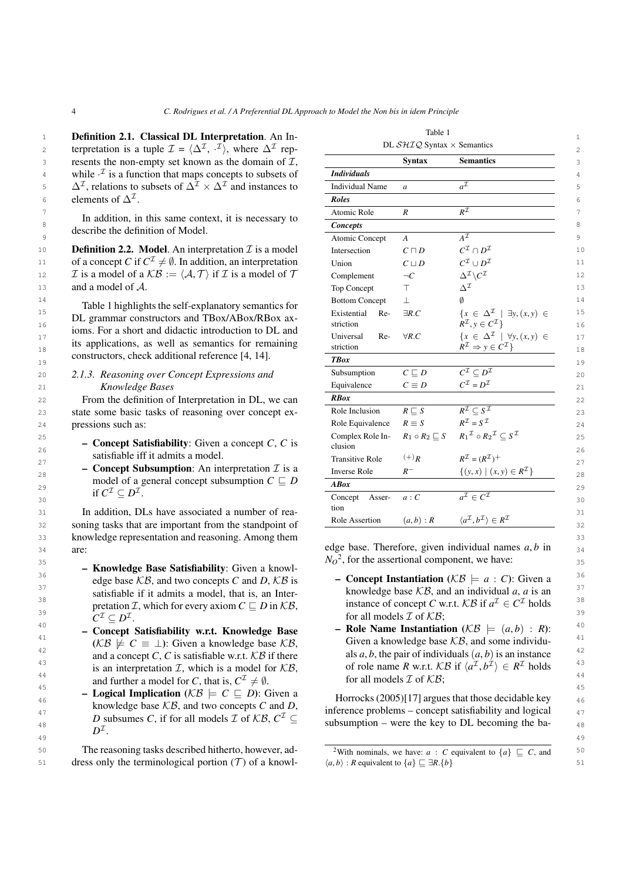**Definition 2.1. Classical DL Interpretation**. An Interpretation is a tuple $\mathcal{I} = \langle \Delta^{\mathcal{I}}, \cdot^{\mathcal{I}} \rangle$, where $\Delta^{\mathcal{I}}$ represents the non-empty set known as the domain of $\mathcal{I}$, while $\cdot^{\mathcal{I}}$ is a function that maps concepts to subsets of $\Delta^{\mathcal{I}}$, relations to subsets of $\Delta^{\mathcal{I}} \times \Delta^{\mathcal{I}}$ and instances to elements of $\Delta^{\mathcal{I}}$.

In addition, in this same context, it is necessary to describe the definition of Model.

**Definition 2.2. Model**. An interpretation $\mathcal{I}$ is a model of a concept $C$ if $C^{\mathcal{I}} \neq \emptyset$. In addition, an interpretation $\mathcal{I}$ is a model of a $\mathcal{KB} := \langle \mathcal{A}, \mathcal{T} \rangle$ if $\mathcal{I}$ is a model of $\mathcal{T}$ and a model of $\mathcal{A}$.

Table 1 highlights the self-explanatory semantics for DL grammar constructors and TBox/ABox/RBox axioms. For a short and didactic introduction to DL and its applications, as well as semantics for remaining constructors, check additional reference [4, 14].

Table 1

DL $\mathcal{SHIQ}$ Syntax $\times$ Semantics

| | Syntax | Semantics |
|---|---|---|
| ***Individuals*** | | |
| Individual Name | $a$ | $a^{\mathcal{I}}$ |
| ***Roles*** | | |
| Atomic Role | $R$ | $R^{\mathcal{I}}$ |
| ***Concepts*** | | |
| Atomic Concept | $A$ | $A^{\mathcal{I}}$ |
| Intersection | $C \sqcap D$ | $C^{\mathcal{I}} \cap D^{\mathcal{I}}$ |
| Union | $C \sqcup D$ | $C^{\mathcal{I}} \cup D^{\mathcal{I}}$ |
| Complement | $\neg C$ | $\Delta^{\mathcal{I}} \backslash C^{\mathcal{I}}$ |
| Top Concept | $\top$ | $\Delta^{\mathcal{I}}$ |
| Bottom Concept | $\bot$ | $\emptyset$ |
| Existential Restriction | $\exists R.C$ | $\{x \in \Delta^{\mathcal{I}} \mid \exists y, (x,y) \in R^{\mathcal{I}}, y \in C^{\mathcal{I}}\}$ |
| Universal Restriction | $\forall R.C$ | $\{x \in \Delta^{\mathcal{I}} \mid \forall y, (x,y) \in R^{\mathcal{I}} \Rightarrow y \in C^{\mathcal{I}}\}$ |
| ***TBox*** | | |
| Subsumption | $C \sqsubseteq D$ | $C^{\mathcal{I}} \subseteq D^{\mathcal{I}}$ |
| Equivalence | $C \equiv D$ | $C^{\mathcal{I}} = D^{\mathcal{I}}$ |
| ***RBox*** | | |
| Role Inclusion | $R \sqsubseteq S$ | $R^{\mathcal{I}} \subseteq S^{\mathcal{I}}$ |
| Role Equivalence | $R \equiv S$ | $R^{\mathcal{I}} = S^{\mathcal{I}}$ |
| Complex Role Inclusion | $R_1 \circ R_2 \sqsubseteq S$ | $R_1{}^{\mathcal{I}} \circ R_2{}^{\mathcal{I}} \subseteq S^{\mathcal{I}}$ |
| Transitive Role | $^{(+)}R$ | $R^{\mathcal{I}} = (R^{\mathcal{I}})^{+}$ |
| Inverse Role | $R^{-}$ | $\{(y,x) \mid (x,y) \in R^{\mathcal{I}}\}$ |
| ***ABox*** | | |
| Concept Assertion | $a : C$ | $a^{\mathcal{I}} \in C^{\mathcal{I}}$ |
| Role Assertion | $(a,b) : R$ | $\langle a^{\mathcal{I}}, b^{\mathcal{I}} \rangle \in R^{\mathcal{I}}$ |

### 2.1.3. Reasoning over Concept Expressions and Knowledge Bases

From the definition of Interpretation in DL, we can state some basic tasks of reasoning over concept expressions such as:

- **Concept Satisfiability**: Given a concept $C$, $C$ is satisfiable iff it admits a model.
- **Concept Subsumption**: An interpretation $\mathcal{I}$ is a model of a general concept subsumption $C \sqsubseteq D$ if $C^{\mathcal{I}} \subseteq D^{\mathcal{I}}$.

In addition, DLs have associated a number of reasoning tasks that are important from the standpoint of knowledge representation and reasoning. Among them are:

- **Knowledge Base Satisfiability**: Given a knowledge base $\mathcal{KB}$, and two concepts $C$ and $D$, $\mathcal{KB}$ is satisfiable if it admits a model, that is, an Interpretation $\mathcal{I}$, which for every axiom $C \sqsubseteq D$ in $\mathcal{KB}$, $C^{\mathcal{I}} \subseteq D^{\mathcal{I}}$.
- **Concept Satisfiability w.r.t. Knowledge Base** ($\mathcal{KB} \not\models C \equiv \bot$): Given a knowledge base $\mathcal{KB}$, and a concept $C$, $C$ is satisfiable w.r.t. $\mathcal{KB}$ if there is an interpretation $\mathcal{I}$, which is a model for $\mathcal{KB}$, and further a model for $C$, that is, $C^{\mathcal{I}} \neq \emptyset$.
- **Logical Implication** ($\mathcal{KB} \models C \sqsubseteq D$): Given a knowledge base $\mathcal{KB}$, and two concepts $C$ and $D$, $D$ subsumes $C$, if for all models $\mathcal{I}$ of $\mathcal{KB}$, $C^{\mathcal{I}} \subseteq D^{\mathcal{I}}$.

The reasoning tasks described hitherto, however, address only the terminological portion ($\mathcal{T}$) of a knowledge base. Therefore, given individual names $a, b$ in $N_O$[2], for the assertional component, we have:

- **Concept Instantiation** ($\mathcal{KB} \models a : C$): Given a knowledge base $\mathcal{KB}$, and an individual $a$, $a$ is an instance of concept $C$ w.r.t. $\mathcal{KB}$ if $a^{\mathcal{I}} \in C^{\mathcal{I}}$ holds for all models $\mathcal{I}$ of $\mathcal{KB}$;
- **Role Name Instantiation** ($\mathcal{KB} \models (a,b) : R$): Given a knowledge base $\mathcal{KB}$, and some individuals $a, b$, the pair of individuals $(a,b)$ is an instance of role name $R$ w.r.t. $\mathcal{KB}$ if $\langle a^{\mathcal{I}}, b^{\mathcal{I}} \rangle \in R^{\mathcal{I}}$ holds for all models $\mathcal{I}$ of $\mathcal{KB}$;

Horrocks (2005)[17] argues that those decidable key inference problems – concept satisfiability and logical subsumption – were the key to DL becoming the ba-

[2] With nominals, we have: $a : C$ equivalent to $\{a\} \sqsubseteq C$, and $\langle a, b \rangle : R$ equivalent to $\{a\} \sqsubseteq \exists R.\{b\}$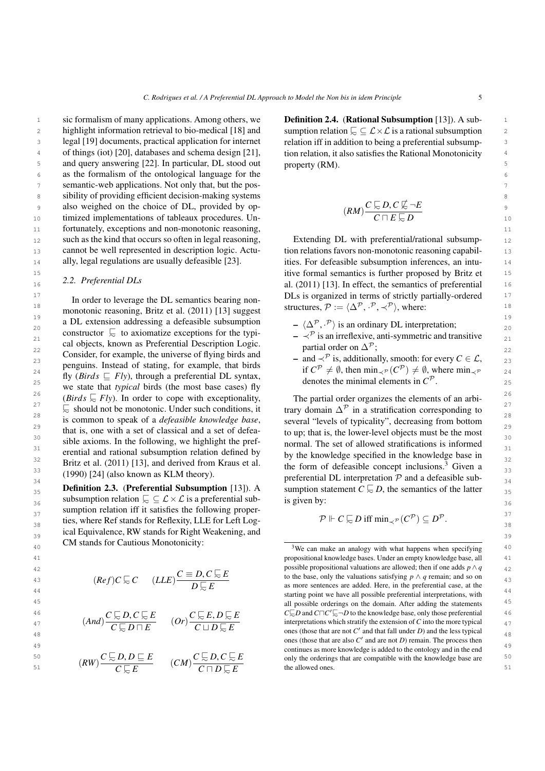sic formalism of many applications. Among others, we highlight information retrieval to bio-medical [18] and legal [19] documents, practical application for internet of things (iot) [20], databases and schema design [21], and query answering [22]. In particular, DL stood out as the formalism of the ontological language for the semantic-web applications. Not only that, but the possibility of providing efficient decision-making systems also weighed on the choice of DL, provided by optimized implementations of tableaux procedures. Unfortunately, exceptions and non-monotonic reasoning, such as the kind that occurs so often in legal reasoning, cannot be well represented in description logic. Actually, legal regulations are usually defeasible [23].

### 2.2. Preferential DLs

In order to leverage the DL semantics bearing non-monotonic reasoning, Britz et al. (2011) [13] suggest a DL extension addressing a defeasible subsumption constructor $\precsim$ to axiomatize exceptions for the typical objects, known as Preferential Description Logic. Consider, for example, the universe of flying birds and penguins. Instead of stating, for example, that birds fly ($Birds \sqsubseteq Fly$), through a preferential DL syntax, we state that *typical* birds (the most base cases) fly ($Birds \precsim Fly$). In order to cope with exceptionality, $\precsim$ should not be monotonic. Under such conditions, it is common to speak of a *defeasible knowledge base*, that is, one with a set of classical and a set of defeasible axioms. In the following, we highlight the preferential and rational subsumption relation defined by Britz et al. (2011) [13], and derived from Kraus et al. (1990) [24] (also known as KLM theory).

**Definition 2.3.** (**Preferential Subsumption** [13]). A subsumption relation $\precsim \subseteq \mathcal{L} \times \mathcal{L}$ is a preferential subsumption relation iff it satisfies the following properties, where Ref stands for Reflexity, LLE for Left Logical Equivalence, RW stands for Right Weakening, and CM stands for Cautious Monotonicity:

$$(Ref) C \precsim C \qquad (LLE)\frac{C \equiv D, C \precsim E}{D \precsim E}$$

$$(And)\frac{C \precsim D, C \precsim E}{C \precsim D \sqcap E} \qquad (Or)\frac{C \precsim E, D \precsim E}{C \sqcup D \precsim E}$$

$$(RW)\frac{C \precsim D, D \sqsubseteq E}{C \precsim E} \qquad (CM)\frac{C \precsim D, C \precsim E}{C \sqcap D \precsim E}$$

**Definition 2.4.** (**Rational Subsumption** [13]). A subsumption relation $\precsim \subseteq \mathcal{L} \times \mathcal{L}$ is a rational subsumption relation iff in addition to being a preferential subsumption relation, it also satisfies the Rational Monotonicity property (RM).

$$(RM)\frac{C \precsim D, C \not\precsim \neg E}{C \sqcap E \precsim D}$$

Extending DL with preferential/rational subsumption relations favors non-monotonic reasoning capabilities. For defeasible subsumption inferences, an intuitive formal semantics is further proposed by Britz et al. (2011) [13]. In effect, the semantics of preferential DLs is organized in terms of strictly partially-ordered structures, $\mathcal{P} := \langle \Delta^{\mathcal{P}}, \cdot^{\mathcal{P}}, \prec^{\mathcal{P}} \rangle$, where:

- $\langle \Delta^{\mathcal{P}}, \cdot^{\mathcal{P}} \rangle$ is an ordinary DL interpretation;
- $\prec^{\mathcal{P}}$ is an irreflexive, anti-symmetric and transitive partial order on $\Delta^{\mathcal{P}}$;
- and $\prec^{\mathcal{P}}$ is, additionally, smooth: for every $C \in \mathcal{L}$, if $C^{\mathcal{P}} \neq \emptyset$, then $\min_{\prec^{\mathcal{P}}}(C^{\mathcal{P}}) \neq \emptyset$, where $\min_{\prec^{\mathcal{P}}}$ denotes the minimal elements in $C^{\mathcal{P}}$.

The partial order organizes the elements of an arbitrary domain $\Delta^{\mathcal{P}}$ in a stratification corresponding to several "levels of typicality", decreasing from bottom to up; that is, the lower-level objects must be the most normal. The set of allowed stratifications is informed by the knowledge specified in the knowledge base in the form of defeasible concept inclusions.[3] Given a preferential DL interpretation $\mathcal{P}$ and a defeasible subsumption statement $C \precsim D$, the semantics of the latter is given by:

$$\mathcal{P} \Vdash C \precsim D \text{ iff } \min_{\prec^{\mathcal{P}}}(C^{\mathcal{P}}) \subseteq D^{\mathcal{P}}.$$

[3] We can make an analogy with what happens when specifying propositional knowledge bases. Under an empty knowledge base, all possible propositional valuations are allowed; then if one adds $p \wedge q$ to the base, only the valuations satisfying $p \wedge q$ remain; and so on as more sentences are added. Here, in the preferential case, at the starting point we have all possible preferential interpretations, with all possible orderings on the domain. After adding the statements $C \precsim D$ and $C \sqcap C' \precsim \neg D$ to the knowledge base, only those preferential interpretations which stratify the extension of $C$ into the more typical ones (those that are not $C'$ and that fall under $D$) and the less typical ones (those that are also $C'$ and are not $D$) remain. The process then continues as more knowledge is added to the ontology and in the end only the orderings that are compatible with the knowledge base are the allowed ones.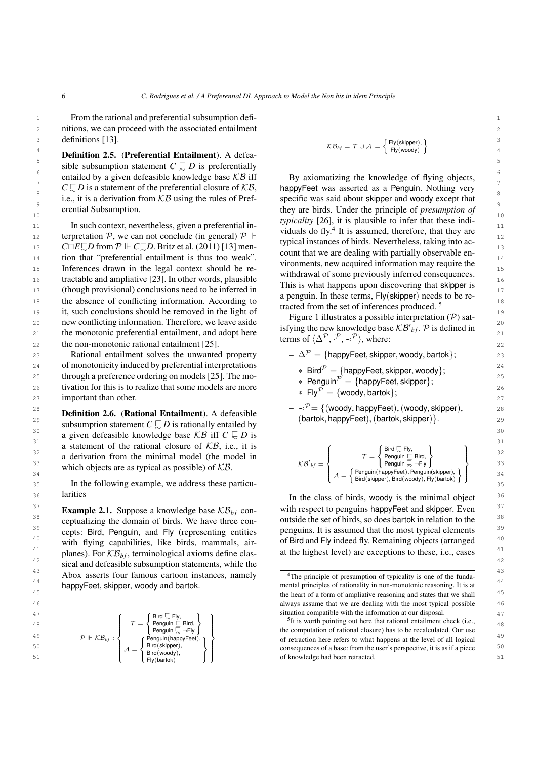From the rational and preferential subsumption definitions, we can proceed with the associated entailment definitions [13].

**Definition 2.5.** (**Preferential Entailment**). A defeasible subsumption statement $C \sqsubsetsim D$ is preferentially entailed by a given defeasible knowledge base $\mathcal{KB}$ iff $C \sqsubsetsim D$ is a statement of the preferential closure of $\mathcal{KB}$, i.e., it is a derivation from $\mathcal{KB}$ using the rules of Preferential Subsumption.

In such context, nevertheless, given a preferential interpretation $\mathcal{P}$, we can not conclude (in general) $\mathcal{P} \Vdash C \sqcap E \sqsubsetsim D$ from $\mathcal{P} \Vdash C \sqsubsetsim D$. Britz et al. (2011) [13] mention that "preferential entailment is thus too weak". Inferences drawn in the legal context should be retractable and ampliative [23]. In other words, plausible (though provisional) conclusions need to be inferred in the absence of conflicting information. According to it, such conclusions should be removed in the light of new conflicting information. Therefore, we leave aside the monotonic preferential entailment, and adopt here the non-monotonic rational entailment [25].

Rational entailment solves the unwanted property of monotonicity induced by preferential interpretations through a preference ordering on models [25]. The motivation for this is to realize that some models are more important than other.

**Definition 2.6.** (**Rational Entailment**). A defeasible subsumption statement $C \sqsubsetsim D$ is rationally entailed by a given defeasible knowledge base $\mathcal{KB}$ iff $C \sqsubsetsim D$ is a statement of the rational closure of $\mathcal{KB}$, i.e., it is a derivation from the minimal model (the model in which objects are as typical as possible) of $\mathcal{KB}$.

In the following example, we address these particularities

**Example 2.1.** Suppose a knowledge base $\mathcal{KB}_{bf}$ conceptualizing the domain of birds. We have three concepts: Bird, Penguin, and Fly (representing entities with flying capabilities, like birds, mammals, airplanes). For $\mathcal{KB}_{bf}$, terminological axioms define classical and defeasible subsumption statements, while the Abox asserts four famous cartoon instances, namely happyFeet, skipper, woody and bartok.

$$\mathcal{P} \Vdash \mathcal{KB}_{bf} : \left\{ \begin{array}{l} \mathcal{T} = \left\{ \begin{array}{l} \text{Bird} \sqsubsetsim \text{Fly}, \\ \text{Penguin} \sqsubseteq \text{Bird}, \\ \text{Penguin} \sqsubsetsim \neg\text{Fly} \end{array} \right\} \\ \mathcal{A} = \left\{ \begin{array}{l} \text{Penguin(happyFeet)}, \\ \text{Bird(skipper)}, \\ \text{Bird(woody)}, \\ \text{Fly(bartok)} \end{array} \right\} \end{array} \right\}$$

$$\mathcal{KB}_{bf} = \mathcal{T} \cup \mathcal{A} \models \left\{ \begin{array}{l} \text{Fly(skipper)}, \\ \text{Fly(woody)} \end{array} \right\}$$

By axiomatizing the knowledge of flying objects, happyFeet was asserted as a Penguin. Nothing very specific was said about skipper and woody except that they are birds. Under the principle of *presumption of typicality* [26], it is plausible to infer that these individuals do fly.[4] It is assumed, therefore, that they are typical instances of birds. Nevertheless, taking into account that we are dealing with partially observable environments, new acquired information may require the withdrawal of some previously inferred consequences. This is what happens upon discovering that skipper is a penguin. In these terms, Fly(skipper) needs to be retracted from the set of inferences produced. [5]

Figure 1 illustrates a possible interpretation ($\mathcal{P}$) satisfying the new knowledge base $\mathcal{KB}'_{bf}$. $\mathcal{P}$ is defined in terms of $\langle \Delta^{\mathcal{P}}, \cdot^{\mathcal{P}}, \prec^{\mathcal{P}} \rangle$, where:

- $\Delta^{\mathcal{P}} = \{\text{happyFeet}, \text{skipper}, \text{woody}, \text{bartok}\}$;
  - $\text{Bird}^{\mathcal{P}} = \{\text{happyFeet}, \text{skipper}, \text{woody}\}$;
  - $\text{Penguin}^{\mathcal{P}} = \{\text{happyFeet}, \text{skipper}\}$;
  - $\text{Fly}^{\mathcal{P}} = \{\text{woody}, \text{bartok}\}$;
- $\prec^{\mathcal{P}} = \{(\text{woody}, \text{happyFeet}), (\text{woody}, \text{skipper}), (\text{bartok}, \text{happyFeet}), (\text{bartok}, \text{skipper})\}$.

$$\mathcal{KB}'_{bf} = \left\{ \begin{array}{l} \mathcal{T} = \left\{ \begin{array}{l} \text{Bird} \sqsubsetsim \text{Fly}, \\ \text{Penguin} \sqsubseteq \text{Bird}, \\ \text{Penguin} \sqsubsetsim \neg\text{Fly} \end{array} \right\} \\ \mathcal{A} = \left\{ \begin{array}{l} \text{Penguin(happyFeet)}, \text{Penguin(skipper)}, \\ \text{Bird(skipper)}, \text{Bird(woody)}, \text{Fly(bartok)} \end{array} \right\} \end{array} \right\}$$

In the class of birds, woody is the minimal object with respect to penguins happyFeet and skipper. Even outside the set of birds, so does bartok in relation to the penguins. It is assumed that the most typical elements of Bird and Fly indeed fly. Remaining objects (arranged at the highest level) are exceptions to these, i.e., cases

[4] The principle of presumption of typicality is one of the fundamental principles of rationality in non-monotonic reasoning. It is at the heart of a form of ampliative reasoning and states that we shall always assume that we are dealing with the most typical possible situation compatible with the information at our disposal.

[5] It is worth pointing out here that rational entailment check (i.e., the computation of rational closure) has to be recalculated. Our use of retraction here refers to what happens at the level of all logical consequences of a base: from the user's perspective, it is as if a piece of knowledge had been retracted.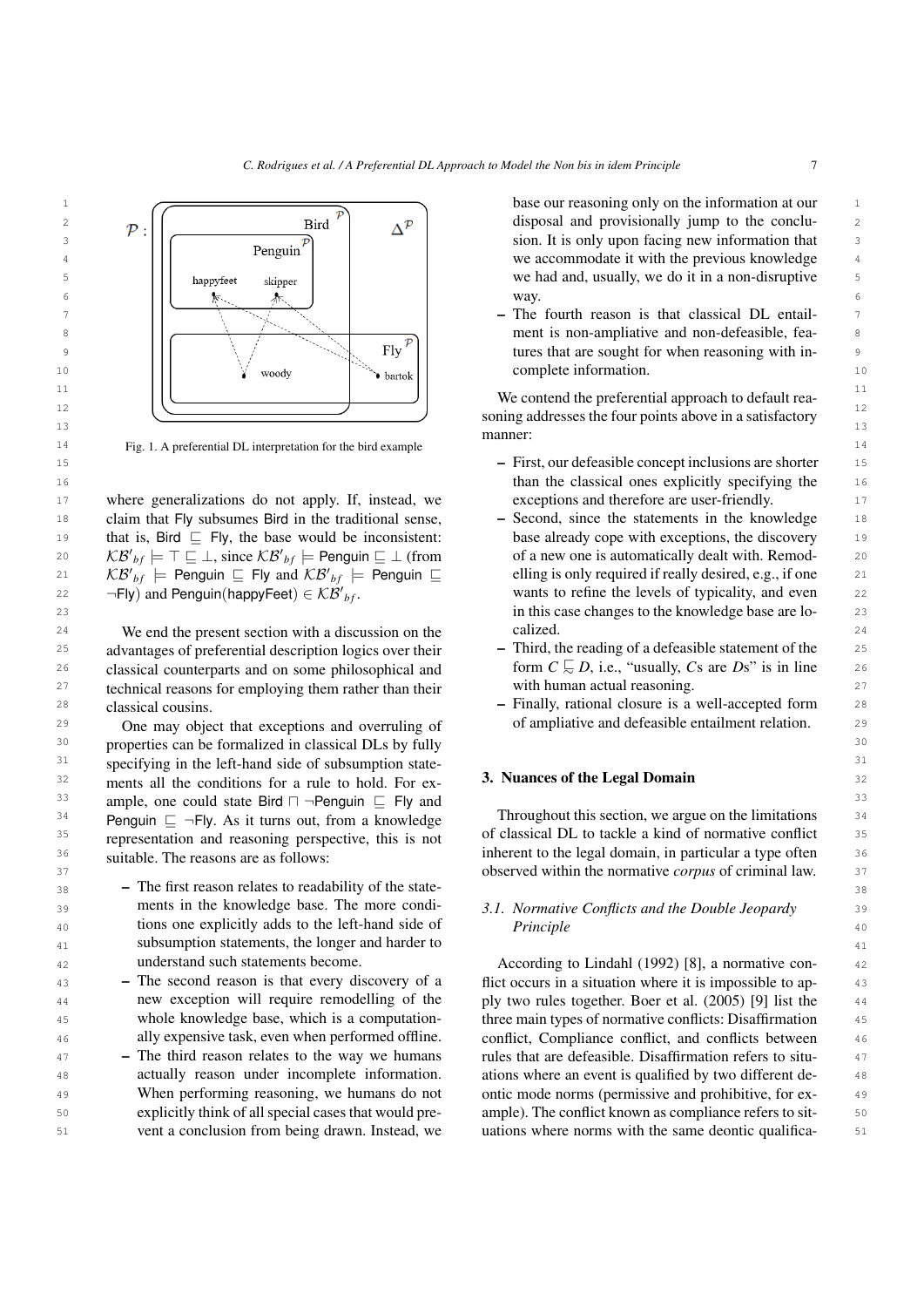Fig. 1. A preferential DL interpretation for the bird example

where generalizations do not apply. If, instead, we claim that Fly subsumes Bird in the traditional sense, that is, $\mathsf{Bird} \sqsubseteq \mathsf{Fly}$, the base would be inconsistent: $\mathcal{KB}'_{bf} \models \top \sqsubseteq \bot$, since $\mathcal{KB}'_{bf} \models \mathsf{Penguin} \sqsubseteq \bot$ (from $\mathcal{KB}'_{bf} \models \mathsf{Penguin} \sqsubseteq \mathsf{Fly}$ and $\mathcal{KB}'_{bf} \models \mathsf{Penguin} \sqsubseteq \neg\mathsf{Fly}$) and $\mathsf{Penguin}(\mathsf{happyFeet}) \in \mathcal{KB}'_{bf}$.

We end the present section with a discussion on the advantages of preferential description logics over their classical counterparts and on some philosophical and technical reasons for employing them rather than their classical cousins.

One may object that exceptions and overruling of properties can be formalized in classical DLs by fully specifying in the left-hand side of subsumption statements all the conditions for a rule to hold. For example, one could state $\mathsf{Bird} \sqcap \neg\mathsf{Penguin} \sqsubseteq \mathsf{Fly}$ and $\mathsf{Penguin} \sqsubseteq \neg\mathsf{Fly}$. As it turns out, from a knowledge representation and reasoning perspective, this is not suitable. The reasons are as follows:

- The first reason relates to readability of the statements in the knowledge base. The more conditions one explicitly adds to the left-hand side of subsumption statements, the longer and harder to understand such statements become.
- The second reason is that every discovery of a new exception will require remodelling of the whole knowledge base, which is a computationally expensive task, even when performed offline.
- The third reason relates to the way we humans actually reason under incomplete information. When performing reasoning, we humans do not explicitly think of all special cases that would prevent a conclusion from being drawn. Instead, we base our reasoning only on the information at our disposal and provisionally jump to the conclusion. It is only upon facing new information that we accommodate it with the previous knowledge we had and, usually, we do it in a non-disruptive way.
- The fourth reason is that classical DL entailment is non-ampliative and non-defeasible, features that are sought for when reasoning with incomplete information.

We contend the preferential approach to default reasoning addresses the four points above in a satisfactory manner:

- First, our defeasible concept inclusions are shorter than the classical ones explicitly specifying the exceptions and therefore are user-friendly.
- Second, since the statements in the knowledge base already cope with exceptions, the discovery of a new one is automatically dealt with. Remodelling is only required if really desired, e.g., if one wants to refine the levels of typicality, and even in this case changes to the knowledge base are localized.
- Third, the reading of a defeasible statement of the form $C \sqsubsim D$, i.e., "usually, $C$s are $D$s" is in line with human actual reasoning.
- Finally, rational closure is a well-accepted form of ampliative and defeasible entailment relation.

## 3. Nuances of the Legal Domain

Throughout this section, we argue on the limitations of classical DL to tackle a kind of normative conflict inherent to the legal domain, in particular a type often observed within the normative *corpus* of criminal law.

### 3.1. Normative Conflicts and the Double Jeopardy Principle

According to Lindahl (1992) [8], a normative conflict occurs in a situation where it is impossible to apply two rules together. Boer et al. (2005) [9] list the three main types of normative conflicts: Disaffirmation conflict, Compliance conflict, and conflicts between rules that are defeasible. Disaffirmation refers to situations where an event is qualified by two different deontic mode norms (permissive and prohibitive, for example). The conflict known as compliance refers to situations where norms with the same deontic qualifica-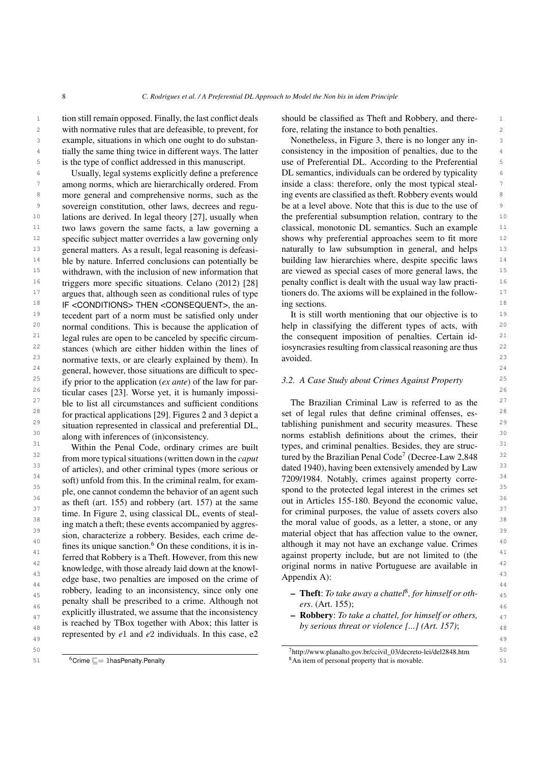tion still remain opposed. Finally, the last conflict deals with normative rules that are defeasible, to prevent, for example, situations in which one ought to do substantially the same thing twice in different ways. The latter is the type of conflict addressed in this manuscript.

Usually, legal systems explicitly define a preference among norms, which are hierarchically ordered. From more general and comprehensive norms, such as the sovereign constitution, other laws, decrees and regulations are derived. In legal theory [27], usually when two laws govern the same facts, a law governing a specific subject matter overrides a law governing only general matters. As a result, legal reasoning is defeasible by nature. Inferred conclusions can potentially be withdrawn, with the inclusion of new information that triggers more specific situations. Celano (2012) [28] argues that, although seen as conditional rules of type IF <CONDITIONS> THEN <CONSEQUENT>, the antecedent part of a norm must be satisfied only under normal conditions. This is because the application of legal rules are open to be canceled by specific circumstances (which are either hidden within the lines of normative texts, or are clearly explained by them). In general, however, those situations are difficult to specify prior to the application (*ex ante*) of the law for particular cases [23]. Worse yet, it is humanly impossible to list all circumstances and sufficient conditions for practical applications [29]. Figures 2 and 3 depict a situation represented in classical and preferential DL, along with inferences of (in)consistency.

Within the Penal Code, ordinary crimes are built from more typical situations (written down in the *caput* of articles), and other criminal types (more serious or soft) unfold from this. In the criminal realm, for example, one cannot condemn the behavior of an agent such as theft (art. 155) and robbery (art. 157) at the same time. In Figure 2, using classical DL, events of stealing match a theft; these events accompanied by aggression, characterize a robbery. Besides, each crime defines its unique sanction.[6] On these conditions, it is inferred that Robbery is a Theft. However, from this new knowledge, with those already laid down at the knowledge base, two penalties are imposed on the crime of robbery, leading to an inconsistency, since only one penalty shall be prescribed to a crime. Although not explicitly illustrated, we assume that the inconsistency is reached by TBox together with Abox; this latter is represented by $e1$ and $e2$ individuals. In this case, e2 should be classified as Theft and Robbery, and therefore, relating the instance to both penalties.

Nonetheless, in Figure 3, there is no longer any inconsistency in the imposition of penalties, due to the use of Preferential DL. According to the Preferential DL semantics, individuals can be ordered by typicality inside a class: therefore, only the most typical stealing events are classified as theft. Robbery events would be at a level above. Note that this is due to the use of the preferential subsumption relation, contrary to the classical, monotonic DL semantics. Such an example shows why preferential approaches seem to fit more naturally to law subsumption in general, and helps building law hierarchies where, despite specific laws are viewed as special cases of more general laws, the penalty conflict is dealt with the usual way law practitioners do. The axioms will be explained in the following sections.

It is still worth mentioning that our objective is to help in classifying the different types of acts, with the consequent imposition of penalties. Certain idiosyncrasies resulting from classical reasoning are thus avoided.

### 3.2. A Case Study about Crimes Against Property

The Brazilian Criminal Law is referred to as the set of legal rules that define criminal offenses, establishing punishment and security measures. These norms establish definitions about the crimes, their types, and criminal penalties. Besides, they are structured by the Brazilian Penal Code[7] (Decree-Law 2,848 dated 1940), having been extensively amended by Law 7209/1984. Notably, crimes against property correspond to the protected legal interest in the crimes set out in Articles 155-180. Beyond the economic value, for criminal purposes, the value of assets covers also the moral value of goods, as a letter, a stone, or any material object that has affection value to the owner, although it may not have an exchange value. Crimes against property include, but are not limited to (the original norms in native Portuguese are available in Appendix A):

- **Theft**: *To take away a chattel*[8]*, for himself or others*. (Art. 155);
- **Robbery**: *To take a chattel, for himself or others, by serious threat or violence [...] (Art. 157)*;

[6] Crime $\sqsubseteq = 1$hasPenalty.Penalty

[7] http://www.planalto.gov.br/ccivil_03/decreto-lei/del2848.htm

[8] An item of personal property that is movable.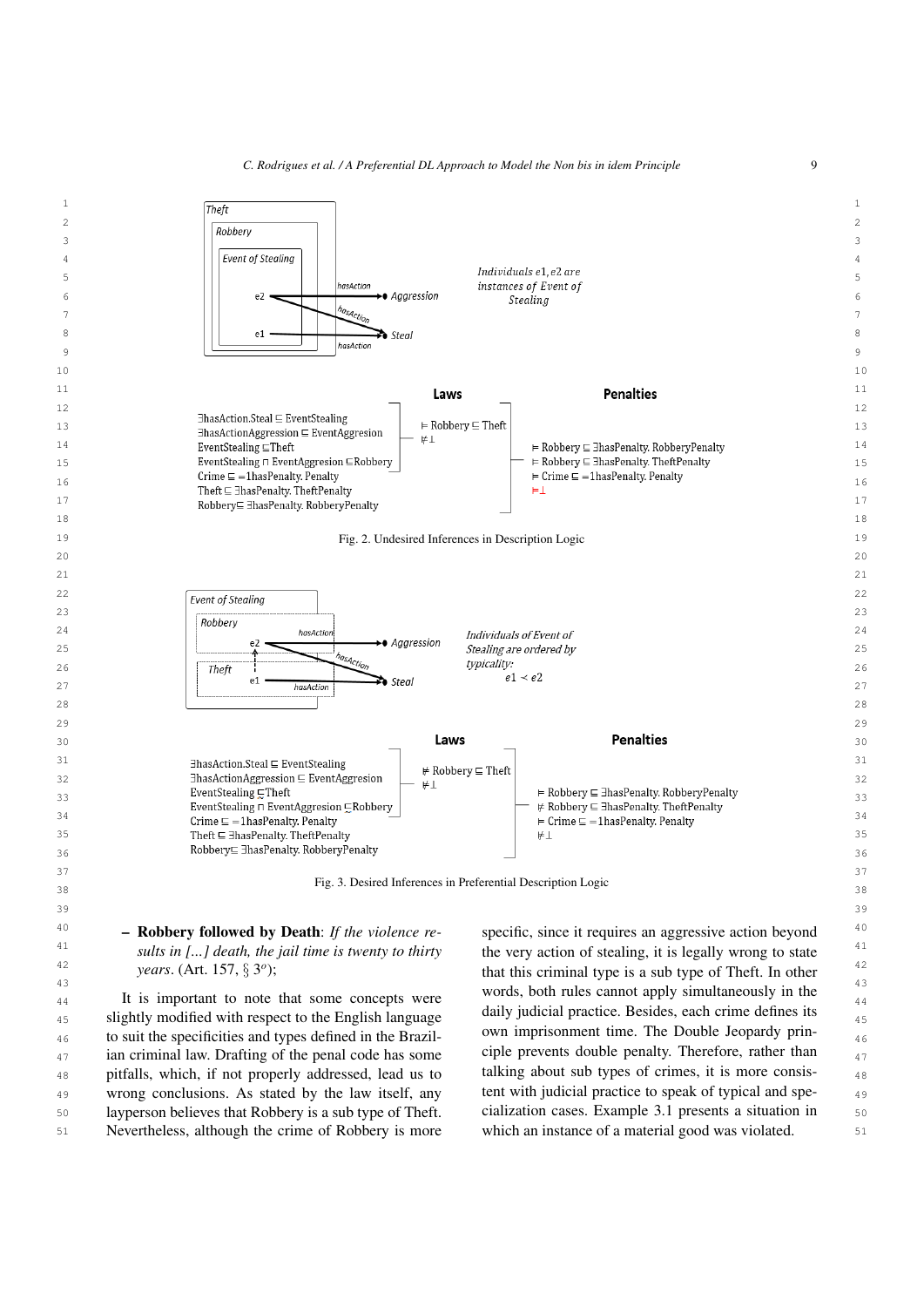Individuals $e1, e2$ are instances of Event of Stealing

**Laws**

$\exists$hasAction.Steal $\sqsubseteq$ EventStealing
$\exists$hasActionAggression $\sqsubseteq$ EventAggresion
EventStealing $\sqsubseteq$ Theft
EventStealing $\sqcap$ EventAggresion $\sqsubseteq$ Robbery
Crime $\sqsubseteq = 1$hasPenalty. Penalty
Theft $\sqsubseteq$ $\exists$hasPenalty. TheftPenalty
Robbery $\sqsubseteq$ $\exists$hasPenalty. RobberyPenalty

$\models$ Robbery $\sqsubseteq$ Theft
$\not\models \bot$

**Penalties**

$\models$ Robbery $\sqsubseteq$ $\exists$hasPenalty. RobberyPenalty
$\models$ Robbery $\sqsubseteq$ $\exists$hasPenalty. TheftPenalty
$\models$ Crime $\sqsubseteq = 1$hasPenalty. Penalty
$\models \bot$

Fig. 2. Undesired Inferences in Description Logic

Individuals of Event of Stealing are ordered by typicality: $e1 \prec e2$

**Laws**

$\exists$hasAction.Steal $\sqsubseteq$ EventStealing
$\exists$hasActionAggression $\sqsubseteq$ EventAggresion
EventStealing $\precsim$ Theft
EventStealing $\sqcap$ EventAggresion $\precsim$ Robbery
Crime $\sqsubseteq = 1$hasPenalty. Penalty
Theft $\sqsubseteq$ $\exists$hasPenalty. TheftPenalty
Robbery $\sqsubseteq$ $\exists$hasPenalty. RobberyPenalty

$\not\models$ Robbery $\sqsubseteq$ Theft
$\not\models \bot$

**Penalties**

$\models$ Robbery $\sqsubseteq$ $\exists$hasPenalty. RobberyPenalty
$\not\models$ Robbery $\sqsubseteq$ $\exists$hasPenalty. TheftPenalty
$\models$ Crime $\sqsubseteq = 1$hasPenalty. Penalty
$\not\models \bot$

Fig. 3. Desired Inferences in Preferential Description Logic

– **Robbery followed by Death**: *If the violence results in [...] death, the jail time is twenty to thirty years*. (Art. 157, § 3º);

It is important to note that some concepts were slightly modified with respect to the English language to suit the specificities and types defined in the Brazilian criminal law. Drafting of the penal code has some pitfalls, which, if not properly addressed, lead us to wrong conclusions. As stated by the law itself, any layperson believes that Robbery is a sub type of Theft. Nevertheless, although the crime of Robbery is more specific, since it requires an aggressive action beyond the very action of stealing, it is legally wrong to state that this criminal type is a sub type of Theft. In other words, both rules cannot apply simultaneously in the daily judicial practice. Besides, each crime defines its own imprisonment time. The Double Jeopardy principle prevents double penalty. Therefore, rather than talking about sub types of crimes, it is more consistent with judicial practice to speak of typical and specialization cases. Example 3.1 presents a situation in which an instance of a material good was violated.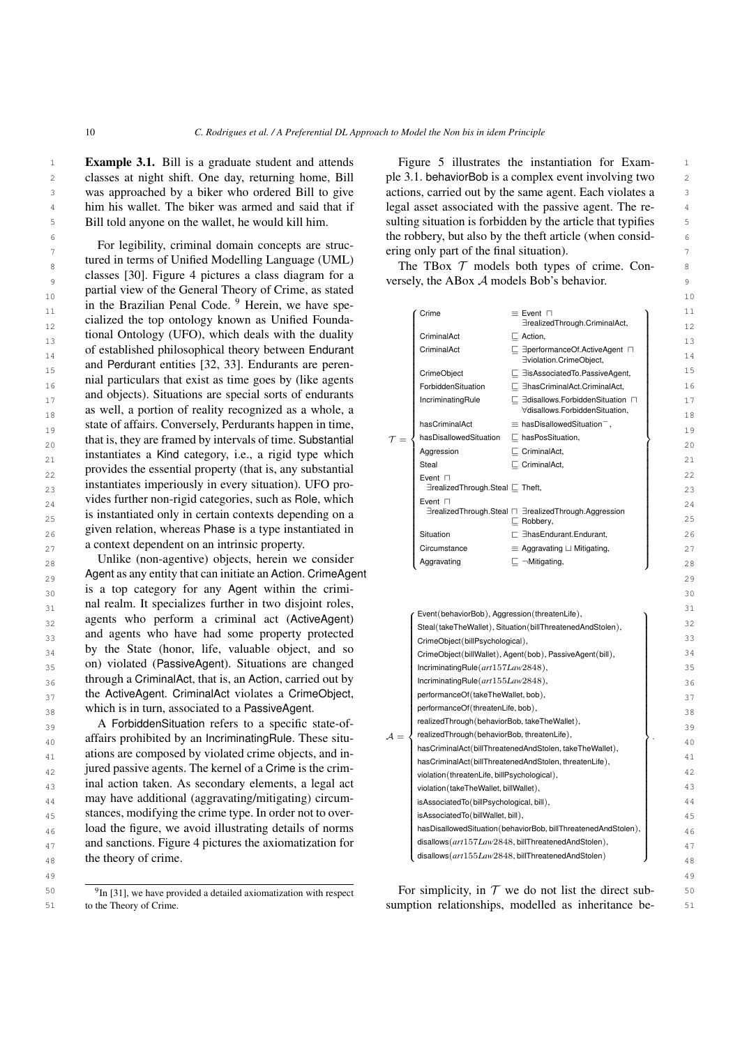**Example 3.1.** Bill is a graduate student and attends classes at night shift. One day, returning home, Bill was approached by a biker who ordered Bill to give him his wallet. The biker was armed and said that if Bill told anyone on the wallet, he would kill him.

For legibility, criminal domain concepts are structured in terms of Unified Modelling Language (UML) classes [30]. Figure 4 pictures a class diagram for a partial view of the General Theory of Crime, as stated in the Brazilian Penal Code. [9] Herein, we have specialized the top ontology known as Unified Foundational Ontology (UFO), which deals with the duality of established philosophical theory between Endurant and Perdurant entities [32, 33]. Endurants are perennial particulars that exist as time goes by (like agents and objects). Situations are special sorts of endurants as well, a portion of reality recognized as a whole, a state of affairs. Conversely, Perdurants happen in time, that is, they are framed by intervals of time. Substantial instantiates a Kind category, i.e., a rigid type which provides the essential property (that is, any substantial instantiates imperiously in every situation). UFO provides further non-rigid categories, such as Role, which is instantiated only in certain contexts depending on a given relation, whereas Phase is a type instantiated in a context dependent on an intrinsic property.

Unlike (non-agentive) objects, herein we consider Agent as any entity that can initiate an Action. CrimeAgent is a top category for any Agent within the criminal realm. It specializes further in two disjoint roles, agents who perform a criminal act (ActiveAgent) and agents who have had some property protected by the State (honor, life, valuable object, and so on) violated (PassiveAgent). Situations are changed through a CriminalAct, that is, an Action, carried out by the ActiveAgent. CriminalAct violates a CrimeObject, which is in turn, associated to a PassiveAgent.

A ForbiddenSituation refers to a specific state-of-affairs prohibited by an IncriminatingRule. These situations are composed by violated crime objects, and injured passive agents. The kernel of a Crime is the criminal action taken. As secondary elements, a legal act may have additional (aggravating/mitigating) circumstances, modifying the crime type. In order not to overload the figure, we avoid illustrating details of norms and sanctions. Figure 4 pictures the axiomatization for the theory of crime.

Figure 5 illustrates the instantiation for Example 3.1. behaviorBob is a complex event involving two actions, carried out by the same agent. Each violates a legal asset associated with the passive agent. The resulting situation is forbidden by the article that typifies the robbery, but also by the theft article (when considering only part of the final situation).

The TBox $\mathcal{T}$ models both types of crime. Conversely, the ABox $\mathcal{A}$ models Bob's behavior.

$$
\mathcal{T} = \left\{
\begin{array}{ll}
\mathsf{Crime} & \equiv \mathsf{Event} \sqcap \exists \mathsf{realizedThrough.CriminalAct}, \\
\mathsf{CriminalAct} & \sqsubseteq \mathsf{Action}, \\
\mathsf{CriminalAct} & \sqsubseteq \exists \mathsf{performanceOf.ActiveAgent} \sqcap \exists \mathsf{violation.CrimeObject}, \\
\mathsf{CrimeObject} & \sqsubseteq \exists \mathsf{isAssociatedTo.PassiveAgent}, \\
\mathsf{ForbiddenSituation} & \sqsubseteq \exists \mathsf{hasCriminalAct.CriminalAct}, \\
\mathsf{IncriminatingRule} & \sqsubseteq \exists \mathsf{disallows.ForbiddenSituation} \sqcap \forall \mathsf{disallows.ForbiddenSituation}, \\
\mathsf{hasCriminalAct} & \equiv \mathsf{hasDisallowedSituation}^{-}, \\
\mathsf{hasDisallowedSituation} & \sqsubseteq \mathsf{hasPosSituation}, \\
\mathsf{Aggression} & \sqsubseteq \mathsf{CriminalAct}, \\
\mathsf{Steal} & \sqsubseteq \mathsf{CriminalAct}, \\
\mathsf{Event} \sqcap \exists \mathsf{realizedThrough.Steal} & \sqsubseteq \mathsf{Theft}, \\
\mathsf{Event} \sqcap \exists \mathsf{realizedThrough.Steal} \sqcap \exists \mathsf{realizedThrough.Aggression} & \sqsubseteq \mathsf{Robbery}, \\
\mathsf{Situation} & \sqsubseteq \exists \mathsf{hasEndurant.Endurant}, \\
\mathsf{Circumstance} & \equiv \mathsf{Aggravating} \sqcup \mathsf{Mitigating}, \\
\mathsf{Aggravating} & \sqsubseteq \neg \mathsf{Mitigating},
\end{array}
\right\}
$$

$$
\mathcal{A} = \left\{
\begin{array}{l}
\mathsf{Event(behaviorBob), Aggression(threatenLife)}, \\
\mathsf{Steal(takeTheWallet), Situation(billThreatenedAndStolen)}, \\
\mathsf{CrimeObject(billPsychological)}, \\
\mathsf{CrimeObject(billWallet), Agent(bob), PassiveAgent(bill)}, \\
\mathsf{IncriminatingRule}(\mathit{art157Law2848}), \\
\mathsf{IncriminatingRule}(\mathit{art155Law2848}), \\
\mathsf{performanceOf(takeTheWallet, bob)}, \\
\mathsf{performanceOf(threatenLife, bob)}, \\
\mathsf{realizedThrough(behaviorBob, takeTheWallet)}, \\
\mathsf{realizedThrough(behaviorBob, threatenLife)}, \\
\mathsf{hasCriminalAct(billThreatenedAndStolen, takeTheWallet)}, \\
\mathsf{hasCriminalAct(billThreatenedAndStolen, threatenLife)}, \\
\mathsf{violation(threatenLife, billPsychological)}, \\
\mathsf{violation(takeTheWallet, billWallet)}, \\
\mathsf{isAssociatedTo(billPsychological, bill)}, \\
\mathsf{isAssociatedTo(billWallet, bill)}, \\
\mathsf{hasDisallowedSituation(behaviorBob, billThreatenedAndStolen)}, \\
\mathsf{disallows}(\mathit{art157Law2848}, \mathsf{billThreatenedAndStolen}), \\
\mathsf{disallows}(\mathit{art155Law2848}, \mathsf{billThreatenedAndStolen})
\end{array}
\right\}.
$$

For simplicity, in $\mathcal{T}$ we do not list the direct subsumption relationships, modelled as inheritance be-

[9] In [31], we have provided a detailed axiomatization with respect to the Theory of Crime.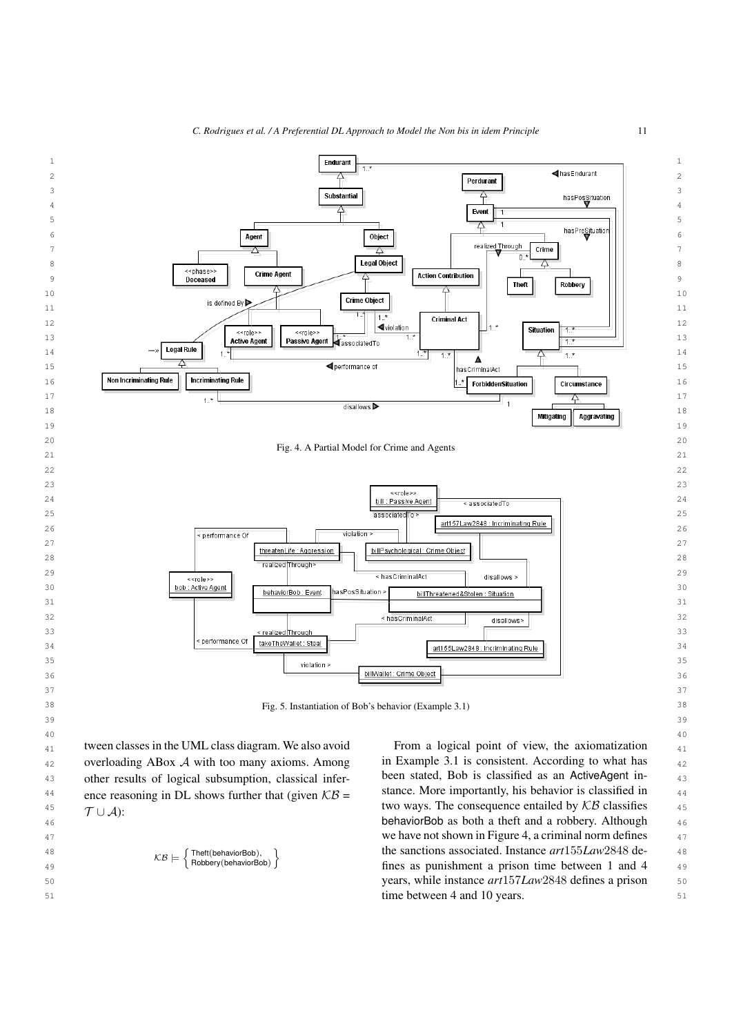Fig. 4. A Partial Model for Crime and Agents

Fig. 5. Instantiation of Bob's behavior (Example 3.1)

tween classes in the UML class diagram. We also avoid overloading ABox $\mathcal{A}$ with too many axioms. Among other results of logical subsumption, classical inference reasoning in DL shows further that (given $\mathcal{KB} = \mathcal{T} \cup \mathcal{A}$):

$$\mathcal{KB} \models \left\{ \begin{array}{l} \mathsf{Theft(behaviorBob)}, \\ \mathsf{Robbery(behaviorBob)} \end{array} \right\}$$

From a logical point of view, the axiomatization in Example 3.1 is consistent. According to what has been stated, Bob is classified as an ActiveAgent instance. More importantly, his behavior is classified in two ways. The consequence entailed by $\mathcal{KB}$ classifies behaviorBob as both a theft and a robbery. Although we have not shown in Figure 4, a criminal norm defines the sanctions associated. Instance *art*155*Law*2848 defines as punishment a prison time between 1 and 4 years, while instance *art*157*Law*2848 defines a prison time between 4 and 10 years.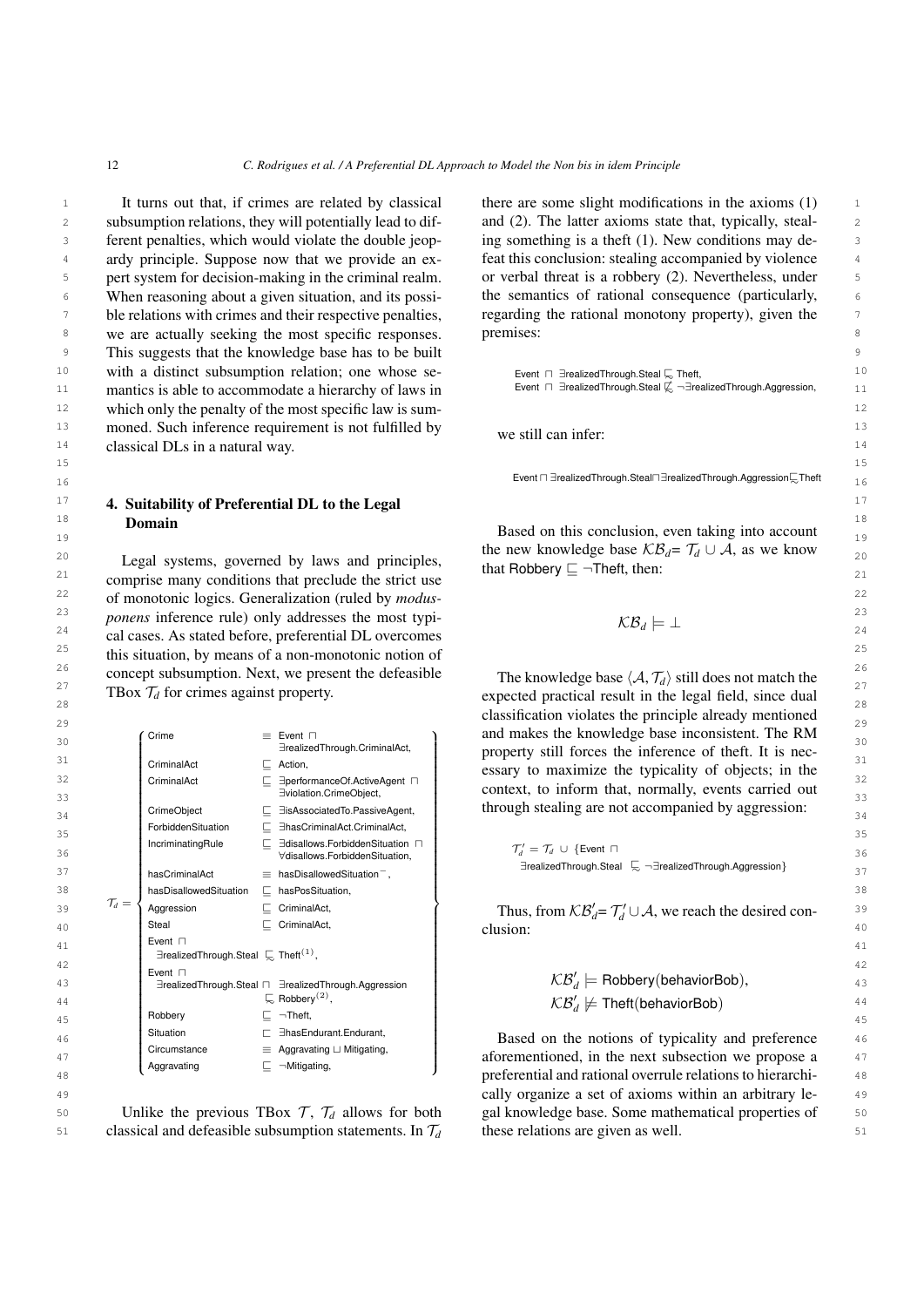It turns out that, if crimes are related by classical subsumption relations, they will potentially lead to different penalties, which would violate the double jeopardy principle. Suppose now that we provide an expert system for decision-making in the criminal realm. When reasoning about a given situation, and its possible relations with crimes and their respective penalties, we are actually seeking the most specific responses. This suggests that the knowledge base has to be built with a distinct subsumption relation; one whose semantics is able to accommodate a hierarchy of laws in which only the penalty of the most specific law is summoned. Such inference requirement is not fulfilled by classical DLs in a natural way.

## 4. Suitability of Preferential DL to the Legal Domain

Legal systems, governed by laws and principles, comprise many conditions that preclude the strict use of monotonic logics. Generalization (ruled by *modus-ponens* inference rule) only addresses the most typical cases. As stated before, preferential DL overcomes this situation, by means of a non-monotonic notion of concept subsumption. Next, we present the defeasible TBox $\mathcal{T}_d$ for crimes against property.

$$
\mathcal{T}_d = \left\{
\begin{array}{lll}
\mathsf{Crime} & \equiv & \mathsf{Event} \sqcap \exists \mathsf{realizedThrough.CriminalAct}, \\
\mathsf{CriminalAct} & \sqsubseteq & \mathsf{Action}, \\
\mathsf{CriminalAct} & \sqsubseteq & \exists \mathsf{performanceOf.ActiveAgent} \sqcap \exists \mathsf{violation.CrimeObject}, \\
\mathsf{CrimeObject} & \sqsubseteq & \exists \mathsf{isAssociatedTo.PassiveAgent}, \\
\mathsf{ForbiddenSituation} & \sqsubseteq & \exists \mathsf{hasCriminalAct.CriminalAct}, \\
\mathsf{IncriminatingRule} & \sqsubseteq & \exists \mathsf{disallows.ForbiddenSituation} \sqcap \forall \mathsf{disallows.ForbiddenSituation}, \\
\mathsf{hasCriminalAct} & \equiv & \mathsf{hasDisallowedSituation}^{-}, \\
\mathsf{hasDisallowedSituation} & \sqsubseteq & \mathsf{hasPosSituation}, \\
\mathsf{Aggression} & \sqsubseteq & \mathsf{CriminalAct}, \\
\mathsf{Steal} & \sqsubseteq & \mathsf{CriminalAct}, \\
\mathsf{Event} \sqcap \exists \mathsf{realizedThrough.Steal} & \precsim & \mathsf{Theft}^{(1)}, \\
\mathsf{Event} \sqcap \exists \mathsf{realizedThrough.Steal} \sqcap \exists \mathsf{realizedThrough.Aggression} & \precsim & \mathsf{Robbery}^{(2)}, \\
\mathsf{Robbery} & \sqsubseteq & \neg \mathsf{Theft}, \\
\mathsf{Situation} & \sqsubseteq & \exists \mathsf{hasEndurant.Endurant}, \\
\mathsf{Circumstance} & \equiv & \mathsf{Aggravating} \sqcup \mathsf{Mitigating}, \\
\mathsf{Aggravating} & \sqsubseteq & \neg \mathsf{Mitigating},
\end{array}
\right\}
$$

Unlike the previous TBox $\mathcal{T}$, $\mathcal{T}_d$ allows for both classical and defeasible subsumption statements. In $\mathcal{T}_d$ there are some slight modifications in the axioms (1) and (2). The latter axioms state that, typically, stealing something is a theft (1). New conditions may defeat this conclusion: stealing accompanied by violence or verbal threat is a robbery (2). Nevertheless, under the semantics of rational consequence (particularly, regarding the rational monotony property), given the premises:

$$
\begin{array}{l}
\mathsf{Event} \sqcap \exists \mathsf{realizedThrough.Steal} \precsim \mathsf{Theft}, \\
\mathsf{Event} \sqcap \exists \mathsf{realizedThrough.Steal} \not\precsim \neg \exists \mathsf{realizedThrough.Aggression},
\end{array}
$$

we still can infer:

$$
\mathsf{Event} \sqcap \exists \mathsf{realizedThrough.Steal} \sqcap \exists \mathsf{realizedThrough.Aggression} \precsim \mathsf{Theft}
$$

Based on this conclusion, even taking into account the new knowledge base $\mathcal{KB}_d = \mathcal{T}_d \cup \mathcal{A}$, as we know that $\mathsf{Robbery} \sqsubseteq \neg \mathsf{Theft}$, then:

$$
\mathcal{KB}_d \models \bot
$$

The knowledge base $\langle \mathcal{A}, \mathcal{T}_d \rangle$ still does not match the expected practical result in the legal field, since dual classification violates the principle already mentioned and makes the knowledge base inconsistent. The RM property still forces the inference of theft. It is necessary to maximize the typicality of objects; in the context, to inform that, normally, events carried out through stealing are not accompanied by aggression:

$$
\mathcal{T}'_d = \mathcal{T}_d \cup \{\mathsf{Event} \sqcap \exists \mathsf{realizedThrough.Steal} \precsim \neg \exists \mathsf{realizedThrough.Aggression}\}
$$

Thus, from $\mathcal{KB}'_d = \mathcal{T}'_d \cup \mathcal{A}$, we reach the desired conclusion:

$$
\begin{array}{l}
\mathcal{KB}'_d \models \mathsf{Robbery}(\mathsf{behaviorBob}), \\
\mathcal{KB}'_d \not\models \mathsf{Theft}(\mathsf{behaviorBob})
\end{array}
$$

Based on the notions of typicality and preference aforementioned, in the next subsection we propose a preferential and rational overrule relations to hierarchically organize a set of axioms within an arbitrary legal knowledge base. Some mathematical properties of these relations are given as well.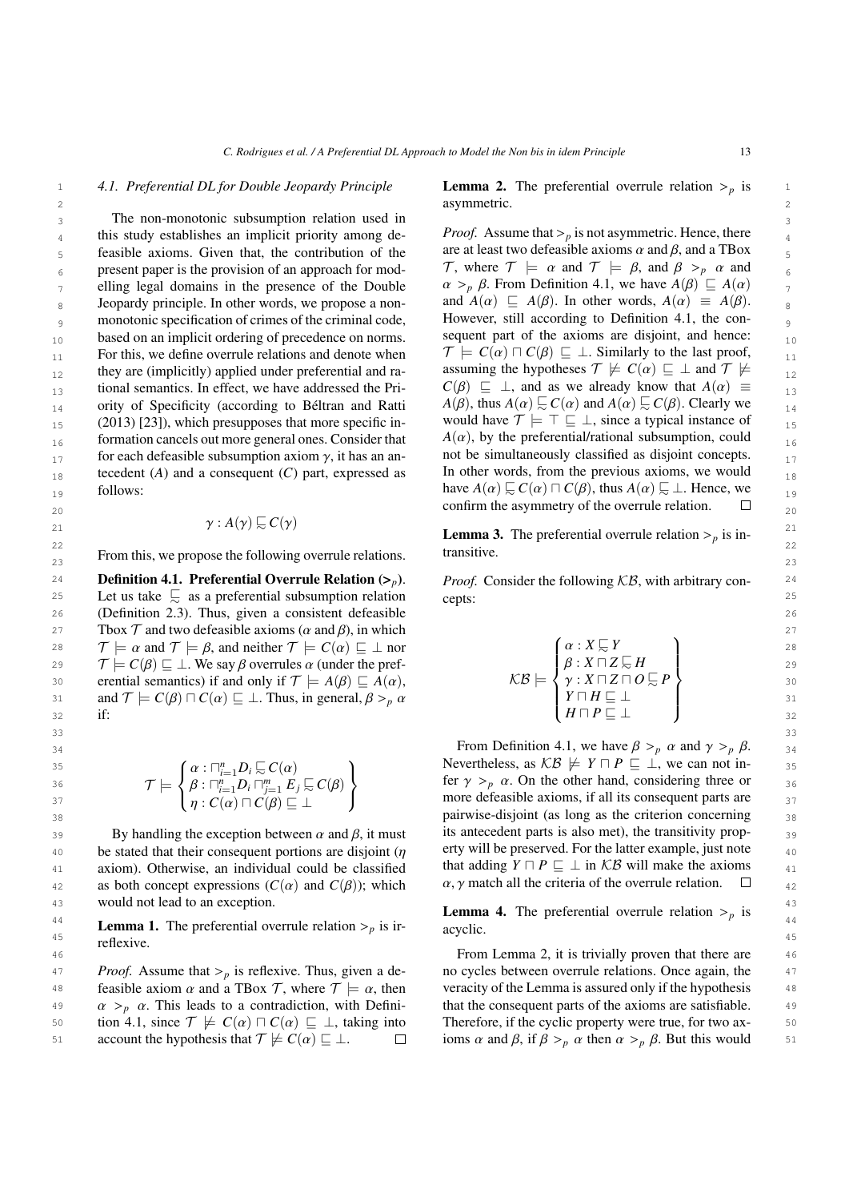### 4.1. Preferential DL for Double Jeopardy Principle

The non-monotonic subsumption relation used in this study establishes an implicit priority among defeasible axioms. Given that, the contribution of the present paper is the provision of an approach for modelling legal domains in the presence of the Double Jeopardy principle. In other words, we propose a non-monotonic specification of crimes of the criminal code, based on an implicit ordering of precedence on norms. For this, we define overrule relations and denote when they are (implicitly) applied under preferential and rational semantics. In effect, we have addressed the Priority of Specificity (according to Béltran and Ratti (2013) [23]), which presupposes that more specific information cancels out more general ones. Consider that for each defeasible subsumption axiom $\gamma$, it has an antecedent ($A$) and a consequent ($C$) part, expressed as follows:

$$\gamma : A(\gamma) \sqsubsetsim C(\gamma)$$

From this, we propose the following overrule relations.

**Definition 4.1. Preferential Overrule Relation ($>_p$).** Let us take $\sqsubsetsim$ as a preferential subsumption relation (Definition 2.3). Thus, given a consistent defeasible Tbox $\mathcal{T}$ and two defeasible axioms ($\alpha$ and $\beta$), in which $\mathcal{T} \models \alpha$ and $\mathcal{T} \models \beta$, and neither $\mathcal{T} \models C(\alpha) \sqsubseteq \bot$ nor $\mathcal{T} \models C(\beta) \sqsubseteq \bot$. We say $\beta$ overrules $\alpha$ (under the preferential semantics) if and only if $\mathcal{T} \models A(\beta) \sqsubseteq A(\alpha)$, and $\mathcal{T} \models C(\beta) \sqcap C(\alpha) \sqsubseteq \bot$. Thus, in general, $\beta >_p \alpha$ if:

$$\mathcal{T} \models \left\{ \begin{array}{l} \alpha : \sqcap_{i=1}^{n} D_i \sqsubsetsim C(\alpha) \\ \beta : \sqcap_{i=1}^{n} D_i \sqcap_{j=1}^{m} E_j \sqsubsetsim C(\beta) \\ \eta : C(\alpha) \sqcap C(\beta) \sqsubseteq \bot \end{array} \right\}$$

By handling the exception between $\alpha$ and $\beta$, it must be stated that their consequent portions are disjoint ($\eta$ axiom). Otherwise, an individual could be classified as both concept expressions ($C(\alpha)$ and $C(\beta)$); which would not lead to an exception.

**Lemma 1.** The preferential overrule relation $>_p$ is irreflexive.

*Proof.* Assume that $>_p$ is reflexive. Thus, given a defeasible axiom $\alpha$ and a TBox $\mathcal{T}$, where $\mathcal{T} \models \alpha$, then $\alpha >_p \alpha$. This leads to a contradiction, with Definition 4.1, since $\mathcal{T} \not\models C(\alpha) \sqcap C(\alpha) \sqsubseteq \bot$, taking into account the hypothesis that $\mathcal{T} \not\models C(\alpha) \sqsubseteq \bot$. □

**Lemma 2.** The preferential overrule relation $>_p$ is asymmetric.

*Proof.* Assume that $>_p$ is not asymmetric. Hence, there are at least two defeasible axioms $\alpha$ and $\beta$, and a TBox $\mathcal{T}$, where $\mathcal{T} \models \alpha$ and $\mathcal{T} \models \beta$, and $\beta >_p \alpha$ and $\alpha >_p \beta$. From Definition 4.1, we have $A(\beta) \sqsubseteq A(\alpha)$ and $A(\alpha) \sqsubseteq A(\beta)$. In other words, $A(\alpha) \equiv A(\beta)$. However, still according to Definition 4.1, the consequent part of the axioms are disjoint, and hence: $\mathcal{T} \models C(\alpha) \sqcap C(\beta) \sqsubseteq \bot$. Similarly to the last proof, assuming the hypotheses $\mathcal{T} \not\models C(\alpha) \sqsubseteq \bot$ and $\mathcal{T} \not\models C(\beta) \sqsubseteq \bot$, and as we already know that $A(\alpha) \equiv A(\beta)$, thus $A(\alpha) \sqsubsetsim C(\alpha)$ and $A(\alpha) \sqsubsetsim C(\beta)$. Clearly we would have $\mathcal{T} \models \top \sqsubseteq \bot$, since a typical instance of $A(\alpha)$, by the preferential/rational subsumption, could not be simultaneously classified as disjoint concepts. In other words, from the previous axioms, we would have $A(\alpha) \sqsubsetsim C(\alpha) \sqcap C(\beta)$, thus $A(\alpha) \sqsubsetsim \bot$. Hence, we confirm the asymmetry of the overrule relation. □

**Lemma 3.** The preferential overrule relation $>_p$ is intransitive.

*Proof.* Consider the following $\mathcal{KB}$, with arbitrary concepts:

$$\mathcal{KB} \models \left\{ \begin{array}{l} \alpha : X \sqsubsetsim Y \\ \beta : X \sqcap Z \sqsubsetsim H \\ \gamma : X \sqcap Z \sqcap O \sqsubsetsim P \\ Y \sqcap H \sqsubseteq \bot \\ H \sqcap P \sqsubseteq \bot \end{array} \right\}$$

From Definition 4.1, we have $\beta >_p \alpha$ and $\gamma >_p \beta$. Nevertheless, as $\mathcal{KB} \not\models Y \sqcap P \sqsubseteq \bot$, we can not infer $\gamma >_p \alpha$. On the other hand, considering three or more defeasible axioms, if all its consequent parts are pairwise-disjoint (as long as the criterion concerning its antecedent parts is also met), the transitivity property will be preserved. For the latter example, just note that adding $Y \sqcap P \sqsubseteq \bot$ in $\mathcal{KB}$ will make the axioms $\alpha, \gamma$ match all the criteria of the overrule relation. □

**Lemma 4.** The preferential overrule relation $>_p$ is acyclic.

From Lemma 2, it is trivially proven that there are no cycles between overrule relations. Once again, the veracity of the Lemma is assured only if the hypothesis that the consequent parts of the axioms are satisfiable. Therefore, if the cyclic property were true, for two axioms $\alpha$ and $\beta$, if $\beta >_p \alpha$ then $\alpha >_p \beta$. But this would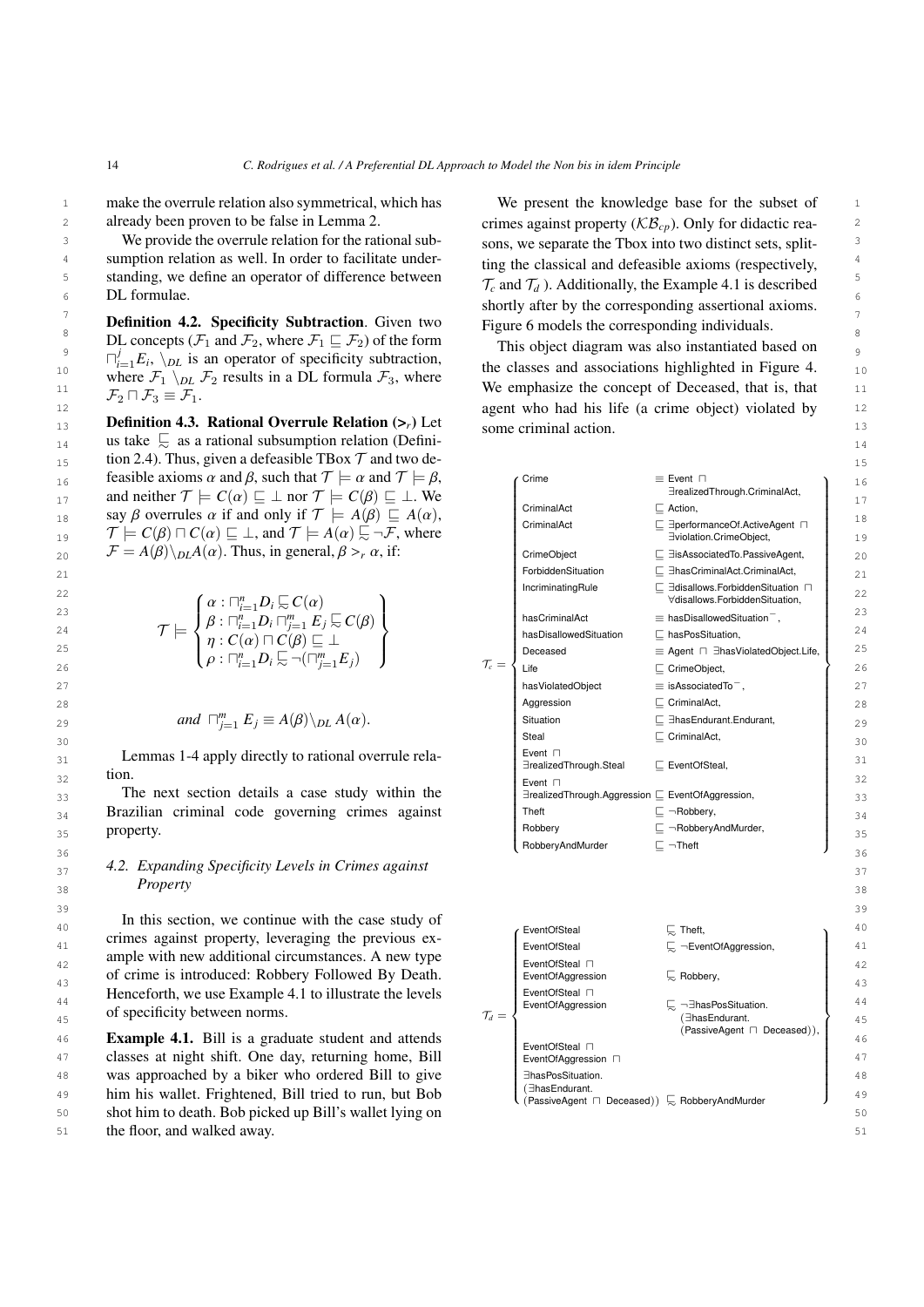make the overrule relation also symmetrical, which has already been proven to be false in Lemma 2.

We provide the overrule relation for the rational subsumption relation as well. In order to facilitate understanding, we define an operator of difference between DL formulae.

**Definition 4.2. Specificity Subtraction**. Given two DL concepts ($\mathcal{F}_1$ and $\mathcal{F}_2$, where $\mathcal{F}_1 \sqsubseteq \mathcal{F}_2$) of the form $\sqcap_{i=1}^{j} E_i$, $\backslash_{DL}$ is an operator of specificity subtraction, where $\mathcal{F}_1 \backslash_{DL} \mathcal{F}_2$ results in a DL formula $\mathcal{F}_3$, where $\mathcal{F}_2 \sqcap \mathcal{F}_3 \equiv \mathcal{F}_1$.

**Definition 4.3. Rational Overrule Relation ($>_r$)** Let us take $\precsim$ as a rational subsumption relation (Definition 2.4). Thus, given a defeasible TBox $\mathcal{T}$ and two defeasible axioms $\alpha$ and $\beta$, such that $\mathcal{T} \models \alpha$ and $\mathcal{T} \models \beta$, and neither $\mathcal{T} \models C(\alpha) \sqsubseteq \bot$ nor $\mathcal{T} \models C(\beta) \sqsubseteq \bot$. We say $\beta$ overrules $\alpha$ if and only if $\mathcal{T} \models A(\beta) \sqsubseteq A(\alpha)$, $\mathcal{T} \models C(\beta) \sqcap C(\alpha) \sqsubseteq \bot$, and $\mathcal{T} \models A(\alpha) \precsim \neg\mathcal{F}$, where $\mathcal{F} = A(\beta)\backslash_{DL} A(\alpha)$. Thus, in general, $\beta >_r \alpha$, if:

$$
\mathcal{T} \models \left\{
\begin{array}{l}
\alpha : \sqcap_{i=1}^{n} D_i \precsim C(\alpha) \\
\beta : \sqcap_{i=1}^{n} D_i \sqcap_{j=1}^{m} E_j \precsim C(\beta) \\
\eta : C(\alpha) \sqcap C(\beta) \sqsubseteq \bot \\
\rho : \sqcap_{i=1}^{n} D_i \precsim \neg(\sqcap_{j=1}^{m} E_j)
\end{array}
\right\}
$$

$$
\text{and } \sqcap_{j=1}^{m} E_j \equiv A(\beta)\backslash_{DL} A(\alpha).
$$

Lemmas 1-4 apply directly to rational overrule relation.

The next section details a case study within the Brazilian criminal code governing crimes against property.

### 4.2. Expanding Specificity Levels in Crimes against Property

In this section, we continue with the case study of crimes against property, leveraging the previous example with new additional circumstances. A new type of crime is introduced: Robbery Followed By Death. Henceforth, we use Example 4.1 to illustrate the levels of specificity between norms.

**Example 4.1.** Bill is a graduate student and attends classes at night shift. One day, returning home, Bill was approached by a biker who ordered Bill to give him his wallet. Frightened, Bill tried to run, but Bob shot him to death. Bob picked up Bill's wallet lying on the floor, and walked away.

We present the knowledge base for the subset of crimes against property ($\mathcal{KB}_{cp}$). Only for didactic reasons, we separate the Tbox into two distinct sets, splitting the classical and defeasible axioms (respectively, $\mathcal{T}_c$ and $\mathcal{T}_d$ ). Additionally, the Example 4.1 is described shortly after by the corresponding assertional axioms. Figure 6 models the corresponding individuals.

This object diagram was also instantiated based on the classes and associations highlighted in Figure 4. We emphasize the concept of Deceased, that is, that agent who had his life (a crime object) violated by some criminal action.

$$
\mathcal{T}_c = \left\{
\begin{array}{ll}
\mathsf{Crime} & \equiv \mathsf{Event} \sqcap \exists \mathsf{realizedThrough.CriminalAct}, \\
\mathsf{CriminalAct} & \sqsubseteq \mathsf{Action}, \\
\mathsf{CriminalAct} & \sqsubseteq \exists \mathsf{performanceOf.ActiveAgent} \sqcap \exists \mathsf{violation.CrimeObject}, \\
\mathsf{CrimeObject} & \sqsubseteq \exists \mathsf{isAssociatedTo.PassiveAgent}, \\
\mathsf{ForbiddenSituation} & \sqsubseteq \exists \mathsf{hasCriminalAct.CriminalAct}, \\
\mathsf{IncriminatingRule} & \sqsubseteq \exists \mathsf{disallows.ForbiddenSituation} \sqcap \forall \mathsf{disallows.ForbiddenSituation}, \\
\mathsf{hasCriminalAct} & \equiv \mathsf{hasDisallowedSituation}^{-}, \\
\mathsf{hasDisallowedSituation} & \sqsubseteq \mathsf{hasPosSituation}, \\
\mathsf{Deceased} & \equiv \mathsf{Agent} \sqcap \exists \mathsf{hasViolatedObject.Life}, \\
\mathsf{Life} & \sqsubseteq \mathsf{CrimeObject}, \\
\mathsf{hasViolatedObject} & \equiv \mathsf{isAssociatedTo}^{-}, \\
\mathsf{Aggression} & \sqsubseteq \mathsf{CriminalAct}, \\
\mathsf{Situation} & \sqsubseteq \exists \mathsf{hasEndurant.Endurant}, \\
\mathsf{Steal} & \sqsubseteq \mathsf{CriminalAct}, \\
\mathsf{Event} \sqcap \exists \mathsf{realizedThrough.Steal} & \sqsubseteq \mathsf{EventOfSteal}, \\
\mathsf{Event} \sqcap \exists \mathsf{realizedThrough.Aggression} & \sqsubseteq \mathsf{EventOfAggression}, \\
\mathsf{Theft} & \sqsubseteq \neg \mathsf{Robbery}, \\
\mathsf{Robbery} & \sqsubseteq \neg \mathsf{RobberyAndMurder}, \\
\mathsf{RobberyAndMurder} & \sqsubseteq \neg \mathsf{Theft}
\end{array}
\right\}
$$

$$
\mathcal{T}_d = \left\{
\begin{array}{ll}
\mathsf{EventOfSteal} & \precsim \mathsf{Theft}, \\
\mathsf{EventOfSteal} & \precsim \neg \mathsf{EventOfAggression}, \\
\mathsf{EventOfSteal} \sqcap \mathsf{EventOfAggression} & \precsim \mathsf{Robbery}, \\
\mathsf{EventOfSteal} \sqcap \mathsf{EventOfAggression} & \precsim \neg \exists \mathsf{hasPosSituation}.(\exists \mathsf{hasEndurant}.(\mathsf{PassiveAgent} \sqcap \mathsf{Deceased})), \\
\mathsf{EventOfSteal} \sqcap \mathsf{EventOfAggression} \sqcap \exists \mathsf{hasPosSituation}.(\exists \mathsf{hasEndurant}.(\mathsf{PassiveAgent} \sqcap \mathsf{Deceased})) & \precsim \mathsf{RobberyAndMurder}
\end{array}
\right\}
$$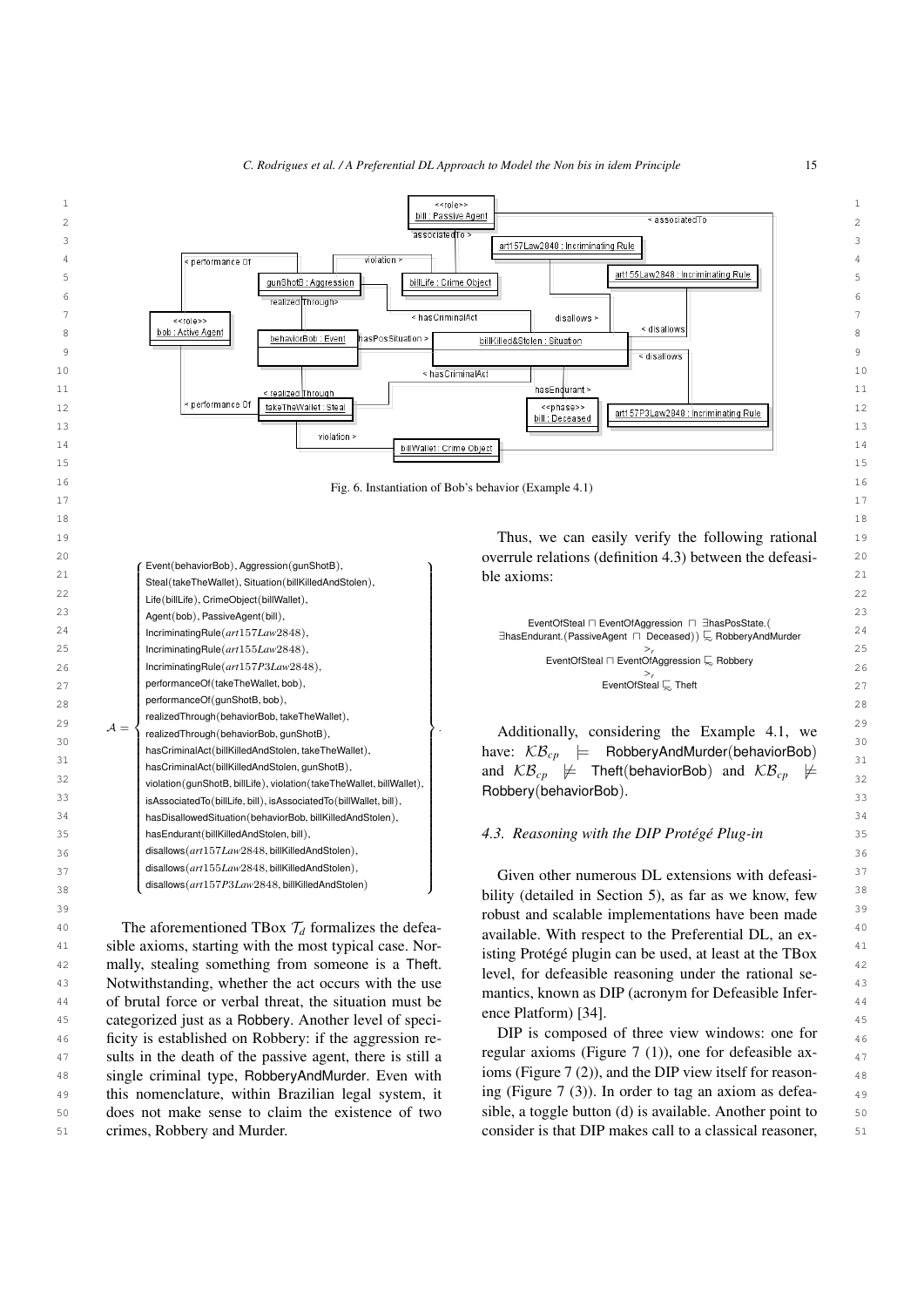Fig. 6. Instantiation of Bob's behavior (Example 4.1)

$$
\mathcal{A} = \left\{
\begin{array}{l}
\text{Event(behaviorBob), Aggression(gunShotB),} \\
\text{Steal(takeTheWallet), Situation(billKilledAndStolen),} \\
\text{Life(billLife), CrimeObject(billWallet),} \\
\text{Agent(bob), PassiveAgent(bill),} \\
\text{IncriminatingRule}(art157Law2848), \\
\text{IncriminatingRule}(art155Law2848), \\
\text{IncriminatingRule}(art157P3Law2848), \\
\text{performanceOf(takeTheWallet, bob),} \\
\text{performanceOf(gunShotB, bob),} \\
\text{realizedThrough(behaviorBob, takeTheWallet),} \\
\text{realizedThrough(behaviorBob, gunShotB),} \\
\text{hasCriminalAct(billKilledAndStolen, takeTheWallet),} \\
\text{hasCriminalAct(billKilledAndStolen, gunShotB),} \\
\text{violation(gunShotB, billLife), violation(takeTheWallet, billWallet),} \\
\text{isAssociatedTo(billLife, bill), isAssociatedTo(billWallet, bill),} \\
\text{hasDisallowedSituation(behaviorBob, billKilledAndStolen),} \\
\text{hasEndurant(billKilledAndStolen, bill),} \\
\text{disallows}(art157Law2848, \text{billKilledAndStolen}), \\
\text{disallows}(art155Law2848, \text{billKilledAndStolen}), \\
\text{disallows}(art157P3Law2848, \text{billKilledAndStolen})
\end{array}
\right\}.
$$

The aforementioned TBox $\mathcal{T}_d$ formalizes the defeasible axioms, starting with the most typical case. Normally, stealing something from someone is a Theft. Notwithstanding, whether the act occurs with the use of brutal force or verbal threat, the situation must be categorized just as a Robbery. Another level of specificity is established on Robbery: if the aggression results in the death of the passive agent, there is still a single criminal type, RobberyAndMurder. Even with this nomenclature, within Brazilian legal system, it does not make sense to claim the existence of two crimes, Robbery and Murder.

Thus, we can easily verify the following rational overrule relations (definition 4.3) between the defeasible axioms:

$$
\begin{array}{c}
\text{EventOfSteal} \sqcap \text{EventOfAggression} \sqcap \exists\text{hasPosState.(} \\
\exists\text{hasEndurant.(PassiveAgent} \sqcap \text{Deceased))} \sqsubseteq_{\sim} \text{RobberyAndMurder} \\
>_r \\
\text{EventOfSteal} \sqcap \text{EventOfAggression} \sqsubseteq_{\sim} \text{Robbery} \\
>_r \\
\text{EventOfSteal} \sqsubseteq_{\sim} \text{Theft}
\end{array}
$$

Additionally, considering the Example 4.1, we have: $\mathcal{KB}_{cp} \models$ RobberyAndMurder(behaviorBob) and $\mathcal{KB}_{cp} \not\models$ Theft(behaviorBob) and $\mathcal{KB}_{cp} \not\models$ Robbery(behaviorBob).

### 4.3. Reasoning with the DIP Protégé Plug-in

Given other numerous DL extensions with defeasibility (detailed in Section 5), as far as we know, few robust and scalable implementations have been made available. With respect to the Preferential DL, an existing Protégé plugin can be used, at least at the TBox level, for defeasible reasoning under the rational semantics, known as DIP (acronym for Defeasible Inference Platform) [34].

DIP is composed of three view windows: one for regular axioms (Figure 7 (1)), one for defeasible axioms (Figure 7 (2)), and the DIP view itself for reasoning (Figure 7 (3)). In order to tag an axiom as defeasible, a toggle button (d) is available. Another point to consider is that DIP makes call to a classical reasoner,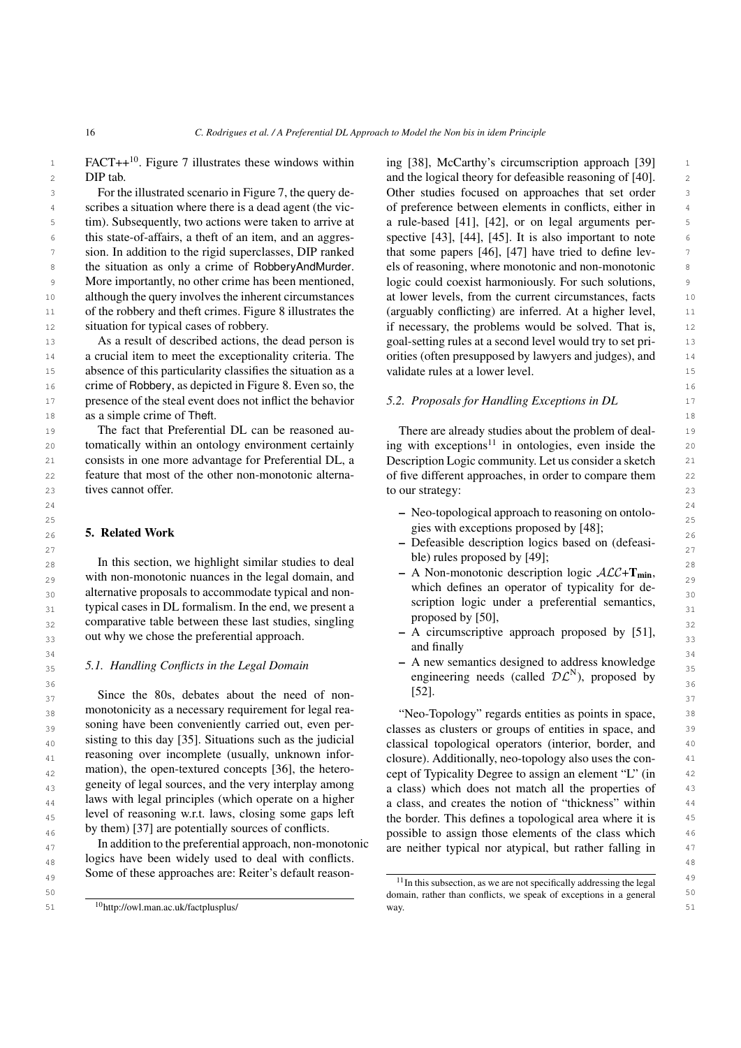FACT++[10]. Figure 7 illustrates these windows within DIP tab.

For the illustrated scenario in Figure 7, the query describes a situation where there is a dead agent (the victim). Subsequently, two actions were taken to arrive at this state-of-affairs, a theft of an item, and an aggression. In addition to the rigid superclasses, DIP ranked the situation as only a crime of RobberyAndMurder. More importantly, no other crime has been mentioned, although the query involves the inherent circumstances of the robbery and theft crimes. Figure 8 illustrates the situation for typical cases of robbery.

As a result of described actions, the dead person is a crucial item to meet the exceptionality criteria. The absence of this particularity classifies the situation as a crime of Robbery, as depicted in Figure 8. Even so, the presence of the steal event does not inflict the behavior as a simple crime of Theft.

The fact that Preferential DL can be reasoned automatically within an ontology environment certainly consists in one more advantage for Preferential DL, a feature that most of the other non-monotonic alternatives cannot offer.

## 5. Related Work

In this section, we highlight similar studies to deal with non-monotonic nuances in the legal domain, and alternative proposals to accommodate typical and non-typical cases in DL formalism. In the end, we present a comparative table between these last studies, singling out why we chose the preferential approach.

### 5.1. Handling Conflicts in the Legal Domain

Since the 80s, debates about the need of non-monotonicity as a necessary requirement for legal reasoning have been conveniently carried out, even persisting to this day [35]. Situations such as the judicial reasoning over incomplete (usually, unknown information), the open-textured concepts [36], the heterogeneity of legal sources, and the very interplay among laws with legal principles (which operate on a higher level of reasoning w.r.t. laws, closing some gaps left by them) [37] are potentially sources of conflicts.

In addition to the preferential approach, non-monotonic logics have been widely used to deal with conflicts. Some of these approaches are: Reiter's default reasoning [38], McCarthy's circumscription approach [39] and the logical theory for defeasible reasoning of [40]. Other studies focused on approaches that set order of preference between elements in conflicts, either in a rule-based [41], [42], or on legal arguments perspective [43], [44], [45]. It is also important to note that some papers [46], [47] have tried to define levels of reasoning, where monotonic and non-monotonic logic could coexist harmoniously. For such solutions, at lower levels, from the current circumstances, facts (arguably conflicting) are inferred. At a higher level, if necessary, the problems would be solved. That is, goal-setting rules at a second level would try to set priorities (often presupposed by lawyers and judges), and validate rules at a lower level.

### 5.2. Proposals for Handling Exceptions in DL

There are already studies about the problem of dealing with exceptions[11] in ontologies, even inside the Description Logic community. Let us consider a sketch of five different approaches, in order to compare them to our strategy:

- Neo-topological approach to reasoning on ontologies with exceptions proposed by [48];
- Defeasible description logics based on (defeasible) rules proposed by [49];
- A Non-monotonic description logic $\mathcal{ALC}$+$\mathbf{T_{min}}$, which defines an operator of typicality for description logic under a preferential semantics, proposed by [50],
- A circumscriptive approach proposed by [51], and finally
- A new semantics designed to address knowledge engineering needs (called $\mathcal{DL}^{\mathrm{N}}$), proposed by [52].

"Neo-Topology" regards entities as points in space, classes as clusters or groups of entities in space, and classical topological operators (interior, border, and closure). Additionally, neo-topology also uses the concept of Typicality Degree to assign an element "L" (in a class) which does not match all the properties of a class, and creates the notion of "thickness" within the border. This defines a topological area where it is possible to assign those elements of the class which are neither typical nor atypical, but rather falling in

[10] http://owl.man.ac.uk/factplusplus/

[11] In this subsection, as we are not specifically addressing the legal domain, rather than conflicts, we speak of exceptions in a general way.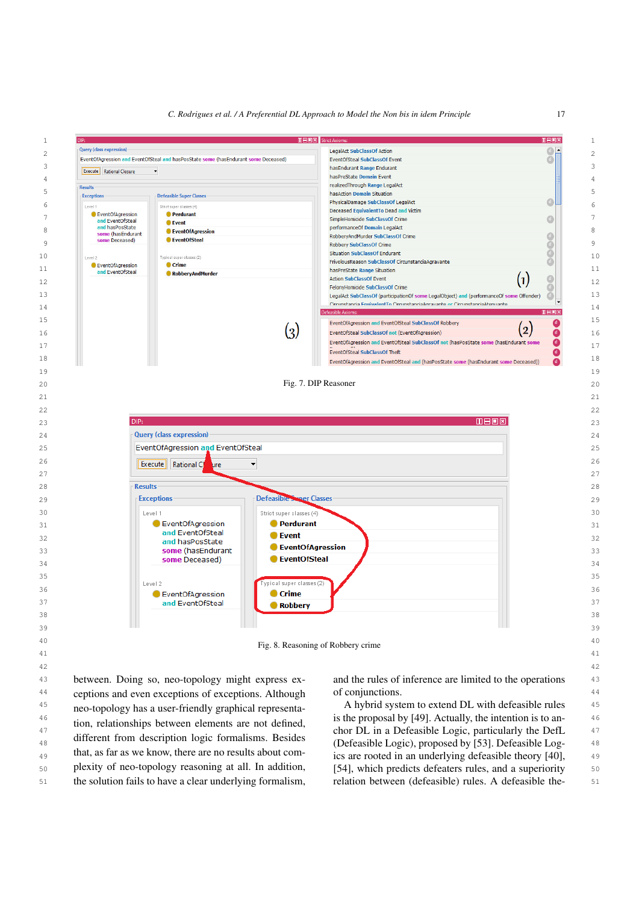Fig. 7. DIP Reasoner

Fig. 8. Reasoning of Robbery crime

between. Doing so, neo-topology might express exceptions and even exceptions of exceptions. Although neo-topology has a user-friendly graphical representation, relationships between elements are not defined, different from description logic formalisms. Besides that, as far as we know, there are no results about complexity of neo-topology reasoning at all. In addition, the solution fails to have a clear underlying formalism, and the rules of inference are limited to the operations of conjunctions.

A hybrid system to extend DL with defeasible rules is the proposal by [49]. Actually, the intention is to anchor DL in a Defeasible Logic, particularly the DefL (Defeasible Logic), proposed by [53]. Defeasible Logics are rooted in an underlying defeasible theory [40], [54], which predicts defeaters rules, and a superiority relation between (defeasible) rules. A defeasible the-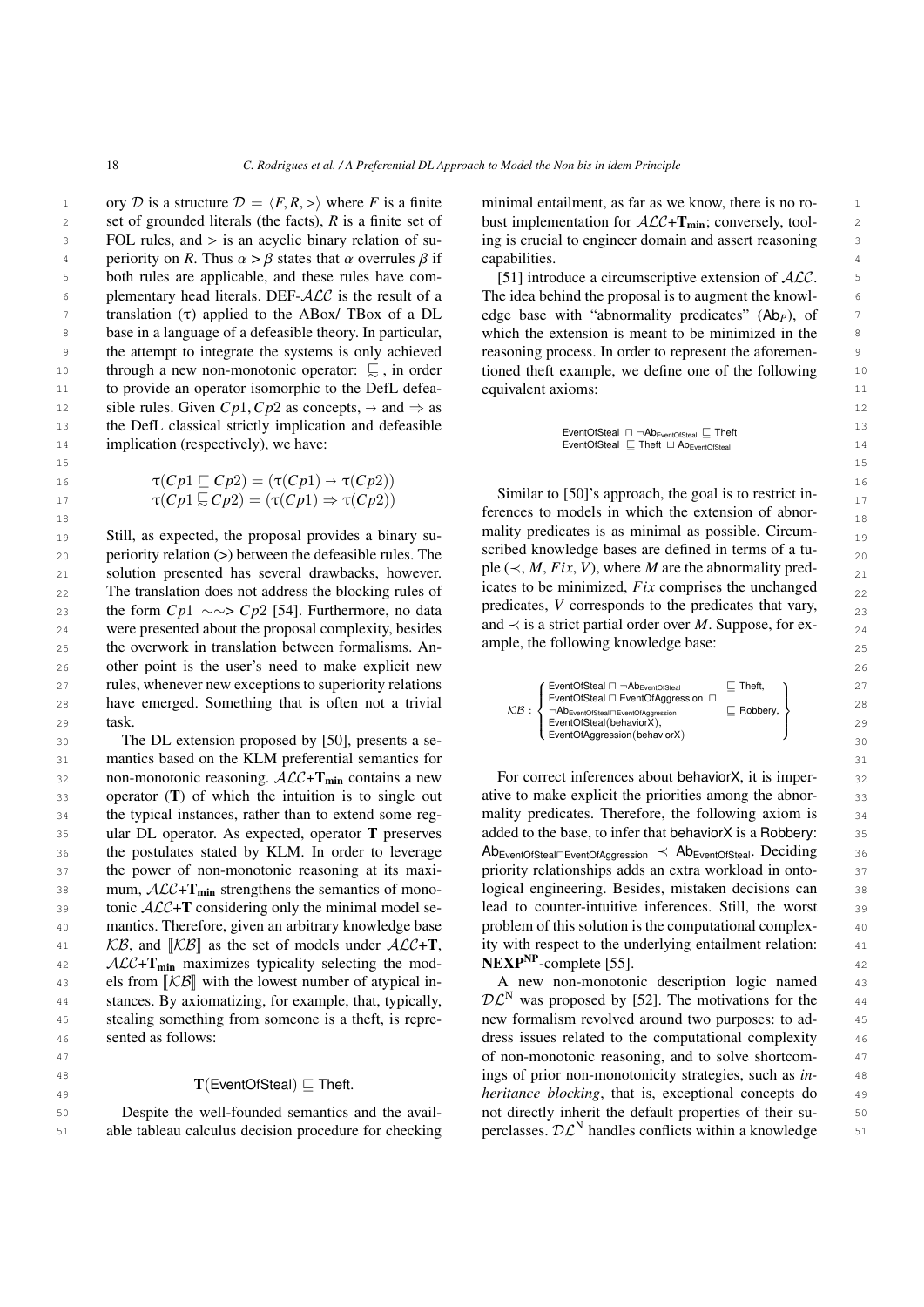ory $\mathcal{D}$ is a structure $\mathcal{D} = \langle F, R, > \rangle$ where $F$ is a finite set of grounded literals (the facts), $R$ is a finite set of FOL rules, and $>$ is an acyclic binary relation of superiority on $R$. Thus $\alpha > \beta$ states that $\alpha$ overrules $\beta$ if both rules are applicable, and these rules have complementary head literals. DEF-$\mathcal{ALC}$ is the result of a translation ($\tau$) applied to the ABox/ TBox of a DL base in a language of a defeasible theory. In particular, the attempt to integrate the systems is only achieved through a new non-monotonic operator: $\sqsubseteq\!\!\!\!\sim$ , in order to provide an operator isomorphic to the DefL defeasible rules. Given $Cp1, Cp2$ as concepts, $\rightarrow$ and $\Rightarrow$ as the DefL classical strictly implication and defeasible implication (respectively), we have:

$$\tau(Cp1 \sqsubseteq Cp2) = (\tau(Cp1) \rightarrow \tau(Cp2))$$
$$\tau(Cp1 \sqsubseteq\!\!\!\!\sim Cp2) = (\tau(Cp1) \Rightarrow \tau(Cp2))$$

Still, as expected, the proposal provides a binary superiority relation (>) between the defeasible rules. The solution presented has several drawbacks, however. The translation does not address the blocking rules of the form $Cp1 \rightsquigarrow Cp2$ [54]. Furthermore, no data were presented about the proposal complexity, besides the overwork in translation between formalisms. Another point is the user's need to make explicit new rules, whenever new exceptions to superiority relations have emerged. Something that is often not a trivial task.

The DL extension proposed by [50], presents a semantics based on the KLM preferential semantics for non-monotonic reasoning. $\mathcal{ALC}$+$\mathbf{T_{min}}$ contains a new operator ($\mathbf{T}$) of which the intuition is to single out the typical instances, rather than to extend some regular DL operator. As expected, operator $\mathbf{T}$ preserves the postulates stated by KLM. In order to leverage the power of non-monotonic reasoning at its maximum, $\mathcal{ALC}$+$\mathbf{T_{min}}$ strengthens the semantics of monotonic $\mathcal{ALC}$+$\mathbf{T}$ considering only the minimal model semantics. Therefore, given an arbitrary knowledge base $\mathcal{KB}$, and $[\![\mathcal{KB}]\!]$ as the set of models under $\mathcal{ALC}$+$\mathbf{T}$, $\mathcal{ALC}$+$\mathbf{T_{min}}$ maximizes typicality selecting the models from $[\![\mathcal{KB}]\!]$ with the lowest number of atypical instances. By axiomatizing, for example, that, typically, stealing something from someone is a theft, is represented as follows:

$$\mathbf{T}(\mathsf{EventOfSteal}) \sqsubseteq \mathsf{Theft}.$$

Despite the well-founded semantics and the available tableau calculus decision procedure for checking minimal entailment, as far as we know, there is no robust implementation for $\mathcal{ALC}$+$\mathbf{T_{min}}$; conversely, tooling is crucial to engineer domain and assert reasoning capabilities.

[51] introduce a circumscriptive extension of $\mathcal{ALC}$. The idea behind the proposal is to augment the knowledge base with "abnormality predicates" ($\mathsf{Ab}_P$), of which the extension is meant to be minimized in the reasoning process. In order to represent the aforementioned theft example, we define one of the following equivalent axioms:

$$\mathsf{EventOfSteal} \sqcap \neg \mathsf{Ab}_{\mathsf{EventOfSteal}} \sqsubseteq \mathsf{Theft}$$
$$\mathsf{EventOfSteal} \sqsubseteq \mathsf{Theft} \sqcup \mathsf{Ab}_{\mathsf{EventOfSteal}}$$

Similar to [50]'s approach, the goal is to restrict inferences to models in which the extension of abnormality predicates is as minimal as possible. Circumscribed knowledge bases are defined in terms of a tuple ($\prec$, $M$, $Fix$, $V$), where $M$ are the abnormality predicates to be minimized, $Fix$ comprises the unchanged predicates, $V$ corresponds to the predicates that vary, and $\prec$ is a strict partial order over $M$. Suppose, for example, the following knowledge base:

$$\mathcal{KB}: \left\{ \begin{array}{ll} \mathsf{EventOfSteal} \sqcap \neg \mathsf{Ab}_{\mathsf{EventOfSteal}} & \sqsubseteq \mathsf{Theft}, \\ \mathsf{EventOfSteal} \sqcap \mathsf{EventOfAggression} \sqcap & \\ \neg \mathsf{Ab}_{\mathsf{EventOfSteal} \sqcap \mathsf{EventOfAggression}} & \sqsubseteq \mathsf{Robbery}, \\ \mathsf{EventOfSteal}(\mathsf{behaviorX}), & \\ \mathsf{EventOfAggression}(\mathsf{behaviorX}) & \end{array} \right\}$$

For correct inferences about $\mathsf{behaviorX}$, it is imperative to make explicit the priorities among the abnormality predicates. Therefore, the following axiom is added to the base, to infer that $\mathsf{behaviorX}$ is a $\mathsf{Robbery}$: $\mathsf{Ab}_{\mathsf{EventOfSteal} \sqcap \mathsf{EventOfAggression}} \prec \mathsf{Ab}_{\mathsf{EventOfSteal}}$. Deciding priority relationships adds an extra workload in ontological engineering. Besides, mistaken decisions can lead to counter-intuitive inferences. Still, the worst problem of this solution is the computational complexity with respect to the underlying entailment relation: $\mathbf{NEXP^{NP}}$-complete [55].

A new non-monotonic description logic named $\mathcal{DL}^{\mathrm{N}}$ was proposed by [52]. The motivations for the new formalism revolved around two purposes: to address issues related to the computational complexity of non-monotonic reasoning, and to solve shortcomings of prior non-monotonicity strategies, such as *inheritance blocking*, that is, exceptional concepts do not directly inherit the default properties of their superclasses. $\mathcal{DL}^{\mathrm{N}}$ handles conflicts within a knowledge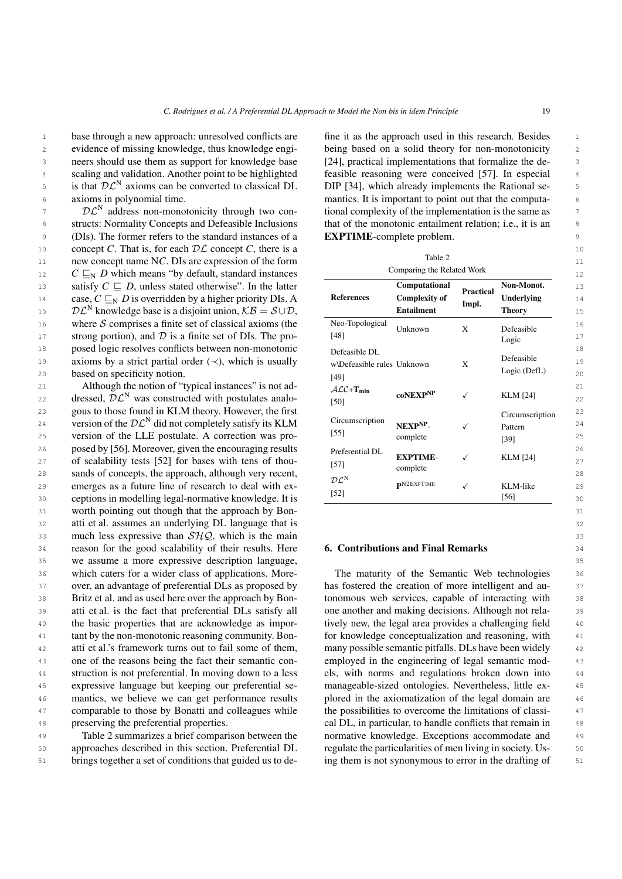base through a new approach: unresolved conflicts are evidence of missing knowledge, thus knowledge engineers should use them as support for knowledge base scaling and validation. Another point to be highlighted is that $\mathcal{DL}^{\mathrm{N}}$ axioms can be converted to classical DL axioms in polynomial time.

$\mathcal{DL}^{\mathrm{N}}$ address non-monotonicity through two constructs: Normality Concepts and Defeasible Inclusions (DIs). The former refers to the standard instances of a concept $C$. That is, for each $\mathcal{DL}$ concept $C$, there is a new concept name N$C$. DIs are expression of the form $C \sqsubseteq_{\mathrm{N}} D$ which means "by default, standard instances satisfy $C \sqsubseteq D$, unless stated otherwise". In the latter case, $C \sqsubseteq_{\mathrm{N}} D$ is overridden by a higher priority DIs. A $\mathcal{DL}^{\mathrm{N}}$ knowledge base is a disjoint union, $\mathcal{KB} = \mathcal{S} \cup \mathcal{D}$, where $\mathcal{S}$ comprises a finite set of classical axioms (the strong portion), and $\mathcal{D}$ is a finite set of DIs. The proposed logic resolves conflicts between non-monotonic axioms by a strict partial order ($\prec$), which is usually based on specificity notion.

Although the notion of "typical instances" is not addressed, $\mathcal{DL}^{\mathrm{N}}$ was constructed with postulates analogous to those found in KLM theory. However, the first version of the $\mathcal{DL}^{\mathrm{N}}$ did not completely satisfy its KLM version of the LLE postulate. A correction was proposed by [56]. Moreover, given the encouraging results of scalability tests [52] for bases with tens of thousands of concepts, the approach, although very recent, emerges as a future line of research to deal with exceptions in modelling legal-normative knowledge. It is worth pointing out though that the approach by Bonatti et al. assumes an underlying DL language that is much less expressive than $\mathcal{SHQ}$, which is the main reason for the good scalability of their results. Here we assume a more expressive description language, which caters for a wider class of applications. Moreover, an advantage of preferential DLs as proposed by Britz et al. and as used here over the approach by Bonatti et al. is the fact that preferential DLs satisfy all the basic properties that are acknowledge as important by the non-monotonic reasoning community. Bonatti et al.'s framework turns out to fail some of them, one of the reasons being the fact their semantic construction is not preferential. In moving down to a less expressive language but keeping our preferential semantics, we believe we can get performance results comparable to those by Bonatti and colleagues while preserving the preferential properties.

Table 2 summarizes a brief comparison between the approaches described in this section. Preferential DL brings together a set of conditions that guided us to define it as the approach used in this research. Besides being based on a solid theory for non-monotonicity [24], practical implementations that formalize the defeasible reasoning were conceived [57]. In especial DIP [34], which already implements the Rational semantics. It is important to point out that the computational complexity of the implementation is the same as that of the monotonic entailment relation; i.e., it is an **EXPTIME**-complete problem.

Table 2
Comparing the Related Work

| References | Computational Complexity of Entailment | Practical Impl. | Non-Monot. Underlying Theory |
|---|---|---|---|
| Neo-Topological [48] | Unknown | X | Defeasible Logic |
| Defeasible DL w\Defeasible rules [49] | Unknown | X | Defeasible Logic (DefL) |
| $\mathcal{ALC}$+$\mathbf{T_{min}}$ [50] | $\mathbf{coNEXP^{NP}}$ | ✓ | KLM [24] |
| Circumscription [55] | $\mathbf{NEXP^{NP}}$-complete | ✓ | Circumscription Pattern [39] |
| Preferential DL [57] | **EXPTIME**-complete | ✓ | KLM [24] |
| $\mathcal{DL}^{\mathrm{N}}$ [52] | $\mathbf{P}^{\mathrm{N2EXPTIME}}$ | ✓ | KLM-like [56] |

## 6. Contributions and Final Remarks

The maturity of the Semantic Web technologies has fostered the creation of more intelligent and autonomous web services, capable of interacting with one another and making decisions. Although not relatively new, the legal area provides a challenging field for knowledge conceptualization and reasoning, with many possible semantic pitfalls. DLs have been widely employed in the engineering of legal semantic models, with norms and regulations broken down into manageable-sized ontologies. Nevertheless, little explored in the axiomatization of the legal domain are the possibilities to overcome the limitations of classical DL, in particular, to handle conflicts that remain in normative knowledge. Exceptions accommodate and regulate the particularities of men living in society. Using them is not synonymous to error in the drafting of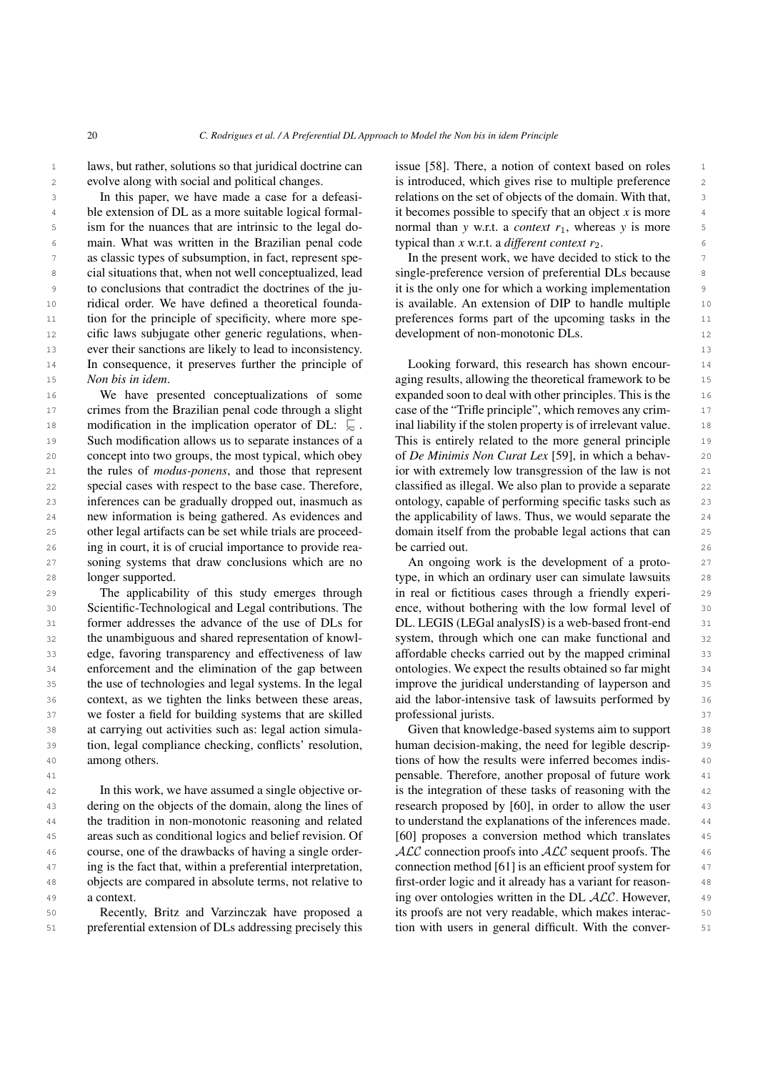laws, but rather, solutions so that juridical doctrine can evolve along with social and political changes.

In this paper, we have made a case for a defeasible extension of DL as a more suitable logical formalism for the nuances that are intrinsic to the legal domain. What was written in the Brazilian penal code as classic types of subsumption, in fact, represent special situations that, when not well conceptualized, lead to conclusions that contradict the doctrines of the juridical order. We have defined a theoretical foundation for the principle of specificity, where more specific laws subjugate other generic regulations, whenever their sanctions are likely to lead to inconsistency. In consequence, it preserves further the principle of *Non bis in idem*.

We have presented conceptualizations of some crimes from the Brazilian penal code through a slight modification in the implication operator of DL: $\sqsubset\!\!\!\!\sim$. Such modification allows us to separate instances of a concept into two groups, the most typical, which obey the rules of *modus-ponens*, and those that represent special cases with respect to the base case. Therefore, inferences can be gradually dropped out, inasmuch as new information is being gathered. As evidences and other legal artifacts can be set while trials are proceeding in court, it is of crucial importance to provide reasoning systems that draw conclusions which are no longer supported.

The applicability of this study emerges through Scientific-Technological and Legal contributions. The former addresses the advance of the use of DLs for the unambiguous and shared representation of knowledge, favoring transparency and effectiveness of law enforcement and the elimination of the gap between the use of technologies and legal systems. In the legal context, as we tighten the links between these areas, we foster a field for building systems that are skilled at carrying out activities such as: legal action simulation, legal compliance checking, conflicts' resolution, among others.

In this work, we have assumed a single objective ordering on the objects of the domain, along the lines of the tradition in non-monotonic reasoning and related areas such as conditional logics and belief revision. Of course, one of the drawbacks of having a single ordering is the fact that, within a preferential interpretation, objects are compared in absolute terms, not relative to a context.

Recently, Britz and Varzinczak have proposed a preferential extension of DLs addressing precisely this issue [58]. There, a notion of context based on roles is introduced, which gives rise to multiple preference relations on the set of objects of the domain. With that, it becomes possible to specify that an object *x* is more normal than *y* w.r.t. a *context* $r_1$, whereas *y* is more typical than *x* w.r.t. a *different context* $r_2$.

In the present work, we have decided to stick to the single-preference version of preferential DLs because it is the only one for which a working implementation is available. An extension of DIP to handle multiple preferences forms part of the upcoming tasks in the development of non-monotonic DLs.

Looking forward, this research has shown encouraging results, allowing the theoretical framework to be expanded soon to deal with other principles. This is the case of the "Trifle principle", which removes any criminal liability if the stolen property is of irrelevant value. This is entirely related to the more general principle of *De Minimis Non Curat Lex* [59], in which a behavior with extremely low transgression of the law is not classified as illegal. We also plan to provide a separate ontology, capable of performing specific tasks such as the applicability of laws. Thus, we would separate the domain itself from the probable legal actions that can be carried out.

An ongoing work is the development of a prototype, in which an ordinary user can simulate lawsuits in real or fictitious cases through a friendly experience, without bothering with the low formal level of DL. LEGIS (LEGal analysIS) is a web-based front-end system, through which one can make functional and affordable checks carried out by the mapped criminal ontologies. We expect the results obtained so far might improve the juridical understanding of layperson and aid the labor-intensive task of lawsuits performed by professional jurists.

Given that knowledge-based systems aim to support human decision-making, the need for legible descriptions of how the results were inferred becomes indispensable. Therefore, another proposal of future work is the integration of these tasks of reasoning with the research proposed by [60], in order to allow the user to understand the explanations of the inferences made. [60] proposes a conversion method which translates $\mathcal{ALC}$ connection proofs into $\mathcal{ALC}$ sequent proofs. The connection method [61] is an efficient proof system for first-order logic and it already has a variant for reasoning over ontologies written in the DL $\mathcal{ALC}$. However, its proofs are not very readable, which makes interaction with users in general difficult. With the conver-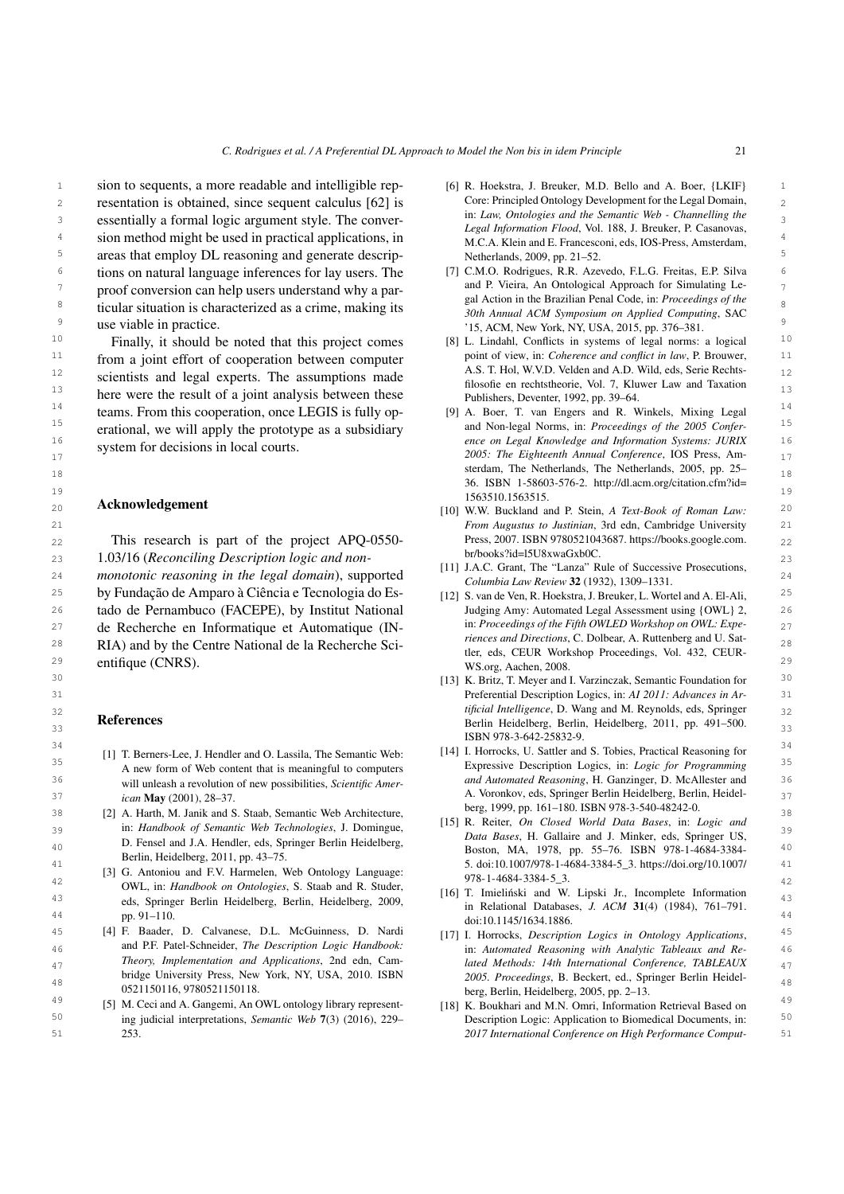sion to sequents, a more readable and intelligible representation is obtained, since sequent calculus [62] is essentially a formal logic argument style. The conversion method might be used in practical applications, in areas that employ DL reasoning and generate descriptions on natural language inferences for lay users. The proof conversion can help users understand why a particular situation is characterized as a crime, making its use viable in practice.

Finally, it should be noted that this project comes from a joint effort of cooperation between computer scientists and legal experts. The assumptions made here were the result of a joint analysis between these teams. From this cooperation, once LEGIS is fully operational, we will apply the prototype as a subsidiary system for decisions in local courts.

## Acknowledgement

This research is part of the project APQ-0550-1.03/16 (*Reconciling Description logic and non-monotonic reasoning in the legal domain*), supported by Fundação de Amparo à Ciência e Tecnologia do Estado de Pernambuco (FACEPE), by Institut National de Recherche en Informatique et Automatique (INRIA) and by the Centre National de la Recherche Scientifique (CNRS).

## References

[1] T. Berners-Lee, J. Hendler and O. Lassila, The Semantic Web: A new form of Web content that is meaningful to computers will unleash a revolution of new possibilities, *Scientific American* **May** (2001), 28–37.

[2] A. Harth, M. Janik and S. Staab, Semantic Web Architecture, in: *Handbook of Semantic Web Technologies*, J. Domingue, D. Fensel and J.A. Hendler, eds, Springer Berlin Heidelberg, Berlin, Heidelberg, 2011, pp. 43–75.

[3] G. Antoniou and F.V. Harmelen, Web Ontology Language: OWL, in: *Handbook on Ontologies*, S. Staab and R. Studer, eds, Springer Berlin Heidelberg, Berlin, Heidelberg, 2009, pp. 91–110.

[4] F. Baader, D. Calvanese, D.L. McGuinness, D. Nardi and P.F. Patel-Schneider, *The Description Logic Handbook: Theory, Implementation and Applications*, 2nd edn, Cambridge University Press, New York, NY, USA, 2010. ISBN 0521150116, 9780521150118.

[5] M. Ceci and A. Gangemi, An OWL ontology library representing judicial interpretations, *Semantic Web* **7**(3) (2016), 229–253.

[6] R. Hoekstra, J. Breuker, M.D. Bello and A. Boer, {LKIF} Core: Principled Ontology Development for the Legal Domain, in: *Law, Ontologies and the Semantic Web - Channelling the Legal Information Flood*, Vol. 188, J. Breuker, P. Casanovas, M.C.A. Klein and E. Francesconi, eds, IOS-Press, Amsterdam, Netherlands, 2009, pp. 21–52.

[7] C.M.O. Rodrigues, R.R. Azevedo, F.L.G. Freitas, E.P. Silva and P. Vieira, An Ontological Approach for Simulating Legal Action in the Brazilian Penal Code, in: *Proceedings of the 30th Annual ACM Symposium on Applied Computing*, SAC '15, ACM, New York, NY, USA, 2015, pp. 376–381.

[8] L. Lindahl, Conflicts in systems of legal norms: a logical point of view, in: *Coherence and conflict in law*, P. Brouwer, A.S. T. Hol, W.V.D. Velden and A.D. Wild, eds, Serie Rechtsfilosofie en rechtstheorie, Vol. 7, Kluwer Law and Taxation Publishers, Deventer, 1992, pp. 39–64.

[9] A. Boer, T. van Engers and R. Winkels, Mixing Legal and Non-legal Norms, in: *Proceedings of the 2005 Conference on Legal Knowledge and Information Systems: JURIX 2005: The Eighteenth Annual Conference*, IOS Press, Amsterdam, The Netherlands, The Netherlands, 2005, pp. 25–36. ISBN 1-58603-576-2. http://dl.acm.org/citation.cfm?id=1563510.1563515.

[10] W.W. Buckland and P. Stein, *A Text-Book of Roman Law: From Augustus to Justinian*, 3rd edn, Cambridge University Press, 2007. ISBN 9780521043687. https://books.google.com.br/books?id=l5U8xwaGxb0C.

[11] J.A.C. Grant, The "Lanza" Rule of Successive Prosecutions, *Columbia Law Review* **32** (1932), 1309–1331.

[12] S. van de Ven, R. Hoekstra, J. Breuker, L. Wortel and A. El-Ali, Judging Amy: Automated Legal Assessment using {OWL} 2, in: *Proceedings of the Fifth OWLED Workshop on OWL: Experiences and Directions*, C. Dolbear, A. Ruttenberg and U. Sattler, eds, CEUR Workshop Proceedings, Vol. 432, CEUR-WS.org, Aachen, 2008.

[13] K. Britz, T. Meyer and I. Varzinczak, Semantic Foundation for Preferential Description Logics, in: *AI 2011: Advances in Artificial Intelligence*, D. Wang and M. Reynolds, eds, Springer Berlin Heidelberg, Berlin, Heidelberg, 2011, pp. 491–500. ISBN 978-3-642-25832-9.

[14] I. Horrocks, U. Sattler and S. Tobies, Practical Reasoning for Expressive Description Logics, in: *Logic for Programming and Automated Reasoning*, H. Ganzinger, D. McAllester and A. Voronkov, eds, Springer Berlin Heidelberg, Berlin, Heidelberg, 1999, pp. 161–180. ISBN 978-3-540-48242-0.

[15] R. Reiter, *On Closed World Data Bases*, in: *Logic and Data Bases*, H. Gallaire and J. Minker, eds, Springer US, Boston, MA, 1978, pp. 55–76. ISBN 978-1-4684-3384-5. doi:10.1007/978-1-4684-3384-5_3. https://doi.org/10.1007/978-1-4684-3384-5_3.

[16] T. Imieliński and W. Lipski Jr., Incomplete Information in Relational Databases, *J. ACM* **31**(4) (1984), 761–791. doi:10.1145/1634.1886.

[17] I. Horrocks, *Description Logics in Ontology Applications*, in: *Automated Reasoning with Analytic Tableaux and Related Methods: 14th International Conference, TABLEAUX 2005. Proceedings*, B. Beckert, ed., Springer Berlin Heidelberg, Berlin, Heidelberg, 2005, pp. 2–13.

[18] K. Boukhari and M.N. Omri, Information Retrieval Based on Description Logic: Application to Biomedical Documents, in: *2017 International Conference on High Performance Comput-*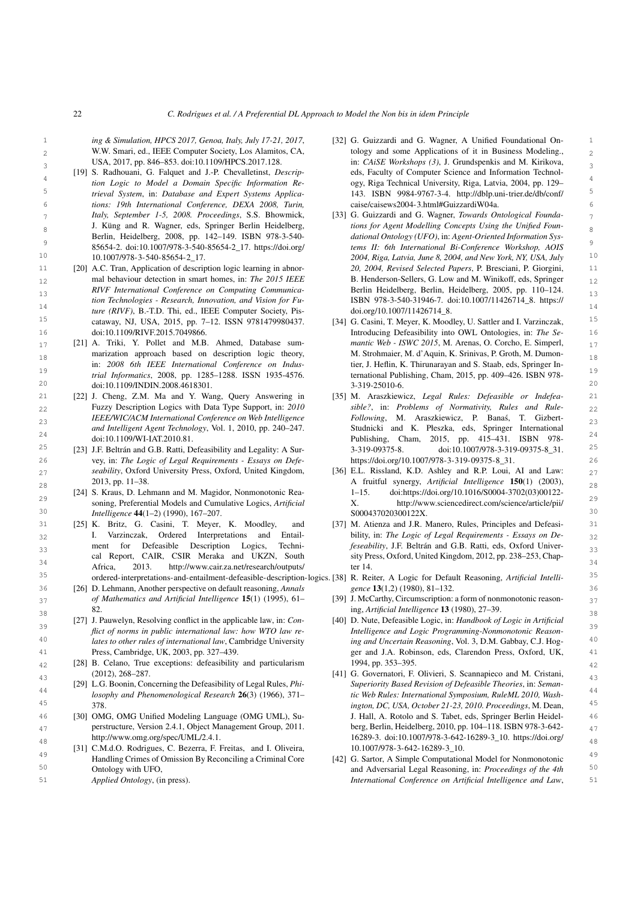*ing & Simulation, HPCS 2017, Genoa, Italy, July 17-21, 2017*, W.W. Smari, ed., IEEE Computer Society, Los Alamitos, CA, USA, 2017, pp. 846–853. doi:10.1109/HPCS.2017.128.

[19] S. Radhouani, G. Falquet and J.-P. Chevalletinst, *Description Logic to Model a Domain Specific Information Retrieval System*, in: *Database and Expert Systems Applications: 19th International Conference, DEXA 2008, Turin, Italy, September 1-5, 2008. Proceedings*, S.S. Bhowmick, J. Küng and R. Wagner, eds, Springer Berlin Heidelberg, Berlin, Heidelberg, 2008, pp. 142–149. ISBN 978-3-540-85654-2. doi:10.1007/978-3-540-85654-2_17. https://doi.org/10.1007/978-3-540-85654-2_17.

[20] A.C. Tran, Application of description logic learning in abnormal behaviour detection in smart homes, in: *The 2015 IEEE RIVF International Conference on Computing Communication Technologies - Research, Innovation, and Vision for Future (RIVF)*, B.-T.D. Thi, ed., IEEE Computer Society, Piscataway, NJ, USA, 2015, pp. 7–12. ISSN 9781479980437. doi:10.1109/RIVF.2015.7049866.

[21] A. Triki, Y. Pollet and M.B. Ahmed, Database summarization approach based on description logic theory, in: *2008 6th IEEE International Conference on Industrial Informatics*, 2008, pp. 1285–1288. ISSN 1935-4576. doi:10.1109/INDIN.2008.4618301.

[22] J. Cheng, Z.M. Ma and Y. Wang, Query Answering in Fuzzy Description Logics with Data Type Support, in: *2010 IEEE/WIC/ACM International Conference on Web Intelligence and Intelligent Agent Technology*, Vol. 1, 2010, pp. 240–247. doi:10.1109/WI-IAT.2010.81.

[23] J.F. Beltrán and G.B. Ratti, Defeasibility and Legality: A Survey, in: *The Logic of Legal Requirements - Essays on Defeasibility*, Oxford University Press, Oxford, United Kingdom, 2013, pp. 11–38.

[24] S. Kraus, D. Lehmann and M. Magidor, Nonmonotonic Reasoning, Preferential Models and Cumulative Logics, *Artificial Intelligence* **44**(1–2) (1990), 167–207.

[25] K. Britz, G. Casini, T. Meyer, K. Moodley, and I. Varzinczak, Ordered Interpretations and Entailment for Defeasible Description Logics, Technical Report, CAIR, CSIR Meraka and UKZN, South Africa, 2013. http://www.cair.za.net/research/outputs/ordered-interpretations-and-entailment-defeasible-description-logics.

[26] D. Lehmann, Another perspective on default reasoning, *Annals of Mathematics and Artificial Intelligence* **15**(1) (1995), 61–82.

[27] J. Pauwelyn, Resolving conflict in the applicable law, in: *Conflict of norms in public international law: how WTO law relates to other rules of international law*, Cambridge University Press, Cambridge, UK, 2003, pp. 327–439.

[28] B. Celano, True exceptions: defeasibility and particularism (2012), 268–287.

[29] L.G. Boonin, Concerning the Defeasibility of Legal Rules, *Philosophy and Phenomenological Research* **26**(3) (1966), 371–378.

[30] OMG, OMG Unified Modeling Language (OMG UML), Superstructure, Version 2.4.1, Object Management Group, 2011. http://www.omg.org/spec/UML/2.4.1.

[31] C.M.d.O. Rodrigues, C. Bezerra, F. Freitas, and I. Oliveira, Handling Crimes of Omission By Reconciling a Criminal Core Ontology with UFO, *Applied Ontology*, (in press).

[32] G. Guizzardi and G. Wagner, A Unified Foundational Ontology and some Applications of it in Business Modeling., in: *CAiSE Workshops (3)*, J. Grundspenkis and M. Kirikova, eds, Faculty of Computer Science and Information Technology, Riga Technical University, Riga, Latvia, 2004, pp. 129–143. ISBN 9984-9767-3-4. http://dblp.uni-trier.de/db/conf/caise/caisews2004-3.html#GuizzardiW04a.

[33] G. Guizzardi and G. Wagner, *Towards Ontological Foundations for Agent Modelling Concepts Using the Unified Foundational Ontology (UFO)*, in: *Agent-Oriented Information Systems II: 6th International Bi-Conference Workshop, AOIS 2004, Riga, Latvia, June 8, 2004, and New York, NY, USA, July 20, 2004, Revised Selected Papers*, P. Bresciani, P. Giorgini, B. Henderson-Sellers, G. Low and M. Winikoff, eds, Springer Berlin Heidelberg, Berlin, Heidelberg, 2005, pp. 110–124. ISBN 978-3-540-31946-7. doi:10.1007/11426714_8. https://doi.org/10.1007/11426714_8.

[34] G. Casini, T. Meyer, K. Moodley, U. Sattler and I. Varzinczak, Introducing Defeasibility into OWL Ontologies, in: *The Semantic Web - ISWC 2015*, M. Arenas, O. Corcho, E. Simperl, M. Strohmaier, M. d'Aquin, K. Srinivas, P. Groth, M. Dumontier, J. Heflin, K. Thirunarayan and S. Staab, eds, Springer International Publishing, Cham, 2015, pp. 409–426. ISBN 978-3-319-25010-6.

[35] M. Araszkiewicz, *Legal Rules: Defeasible or Indefeasible?*, in: *Problems of Normativity, Rules and Rule-Following*, M. Araszkiewicz, P. Banaś, T. Gizbert-Studnicki and K. Płeszka, eds, Springer International Publishing, Cham, 2015, pp. 415–431. ISBN 978-3-319-09375-8. doi:10.1007/978-3-319-09375-8_31. https://doi.org/10.1007/978-3-319-09375-8_31.

[36] E.L. Rissland, K.D. Ashley and R.P. Loui, AI and Law: A fruitful synergy, *Artificial Intelligence* **150**(1) (2003), 1–15. doi:https://doi.org/10.1016/S0004-3702(03)00122-X. http://www.sciencedirect.com/science/article/pii/S000437020300122X.

[37] M. Atienza and J.R. Manero, Rules, Principles and Defeasibility, in: *The Logic of Legal Requirements - Essays on Defeasibility*, J.F. Beltrán and G.B. Ratti, eds, Oxford University Press, Oxford, United Kingdom, 2012, pp. 238–253, Chapter 14.

[38] R. Reiter, A Logic for Default Reasoning, *Artificial Intelligence* **13**(1,2) (1980), 81–132.

[39] J. McCarthy, Circumscription: a form of nonmonotonic reasoning, *Artificial Intelligence* **13** (1980), 27–39.

[40] D. Nute, Defeasible Logic, in: *Handbook of Logic in Artificial Intelligence and Logic Programming-Nonmonotonic Reasoning and Uncertain Reasoning*, Vol. 3, D.M. Gabbay, C.J. Hogger and J.A. Robinson, eds, Clarendon Press, Oxford, UK, 1994, pp. 353–395.

[41] G. Governatori, F. Olivieri, S. Scannapieco and M. Cristani, *Superiority Based Revision of Defeasible Theories*, in: *Semantic Web Rules: International Symposium, RuleML 2010, Washington, DC, USA, October 21-23, 2010. Proceedings*, M. Dean, J. Hall, A. Rotolo and S. Tabet, eds, Springer Berlin Heidelberg, Berlin, Heidelberg, 2010, pp. 104–118. ISBN 978-3-642-16289-3. doi:10.1007/978-3-642-16289-3_10. https://doi.org/10.1007/978-3-642-16289-3_10.

[42] G. Sartor, A Simple Computational Model for Nonmonotonic and Adversarial Legal Reasoning, in: *Proceedings of the 4th International Conference on Artificial Intelligence and Law*,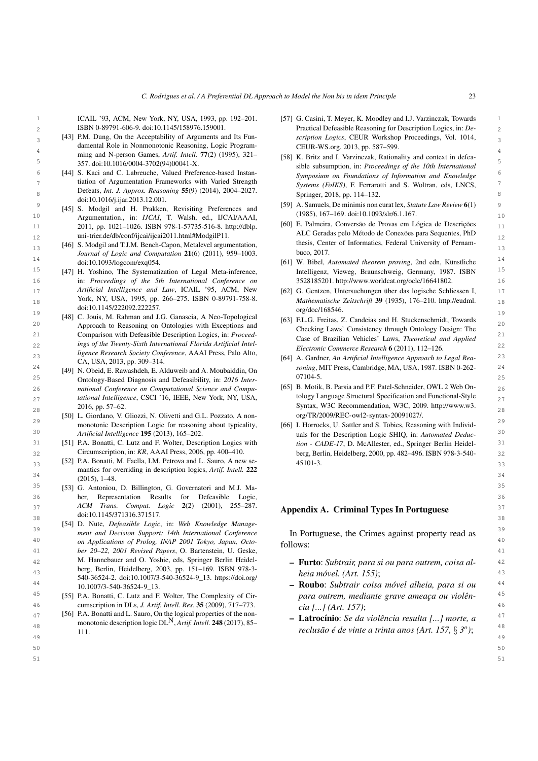ICAIL '93, ACM, New York, NY, USA, 1993, pp. 192–201. ISBN 0-89791-606-9. doi:10.1145/158976.159001.

[43] P.M. Dung, On the Acceptability of Arguments and Its Fundamental Role in Nonmonotonic Reasoning, Logic Programming and N-person Games, *Artif. Intell.* **77**(2) (1995), 321–357. doi:10.1016/0004-3702(94)00041-X.

[44] S. Kaci and C. Labreuche, Valued Preference-based Instantiation of Argumentation Frameworks with Varied Strength Defeats, *Int. J. Approx. Reasoning* **55**(9) (2014), 2004–2027. doi:10.1016/j.ijar.2013.12.001.

[45] S. Modgil and H. Prakken, Revisiting Preferences and Argumentation., in: *IJCAI*, T. Walsh, ed., IJCAI/AAAI, 2011, pp. 1021–1026. ISBN 978-1-57735-516-8. http://dblp.uni-trier.de/db/conf/ijcai/ijcai2011.html#ModgilP11.

[46] S. Modgil and T.J.M. Bench-Capon, Metalevel argumentation, *Journal of Logic and Computation* **21**(6) (2011), 959–1003. doi:10.1093/logcom/exq054.

[47] H. Yoshino, The Systematization of Legal Meta-inference, in: *Proceedings of the 5th International Conference on Artificial Intelligence and Law*, ICAIL '95, ACM, New York, NY, USA, 1995, pp. 266–275. ISBN 0-89791-758-8. doi:10.1145/222092.222257.

[48] C. Jouis, M. Rahman and J.G. Ganascia, A Neo-Topological Approach to Reasoning on Ontologies with Exceptions and Comparison with Defeasible Description Logics, in: *Proceedings of the Twenty-Sixth International Florida Artificial Intelligence Research Society Conference*, AAAI Press, Palo Alto, CA, USA, 2013, pp. 309–314.

[49] N. Obeid, E. Rawashdeh, E. Alduweib and A. Moubaiddin, On Ontology-Based Diagnosis and Defeasibility, in: *2016 International Conference on Computational Science and Computational Intelligence*, CSCI '16, IEEE, New York, NY, USA, 2016, pp. 57–62.

[50] L. Giordano, V. Gliozzi, N. Olivetti and G.L. Pozzato, A non-monotonic Description Logic for reasoning about typicality, *Artificial Intelligence* **195** (2013), 165–202.

[51] P.A. Bonatti, C. Lutz and F. Wolter, Description Logics with Circumscription, in: *KR*, AAAI Press, 2006, pp. 400–410.

[52] P.A. Bonatti, M. Faella, I.M. Petrova and L. Sauro, A new semantics for overriding in description logics, *Artif. Intell.* **222** (2015), 1–48.

[53] G. Antoniou, D. Billington, G. Governatori and M.J. Maher, Representation Results for Defeasible Logic, *ACM Trans. Comput. Logic* **2**(2) (2001), 255–287. doi:10.1145/371316.371517.

[54] D. Nute, *Defeasible Logic*, in: *Web Knowledge Management and Decision Support: 14th International Conference on Applications of Prolog, INAP 2001 Tokyo, Japan, October 20–22, 2001 Revised Papers*, O. Bartenstein, U. Geske, M. Hannebauer and O. Yoshie, eds, Springer Berlin Heidelberg, Berlin, Heidelberg, 2003, pp. 151–169. ISBN 978-3-540-36524-2. doi:10.1007/3-540-36524-9_13. https://doi.org/10.1007/3-540-36524-9_13.

[55] P.A. Bonatti, C. Lutz and F. Wolter, The Complexity of Circumscription in DLs, *J. Artif. Intell. Res.* **35** (2009), 717–773.

[56] P.A. Bonatti and L. Sauro, On the logical properties of the non-monotonic description logic $\mathrm{DL}^{\mathrm{N}}$, *Artif. Intell.* **248** (2017), 85–111.

[57] G. Casini, T. Meyer, K. Moodley and I.J. Varzinczak, Towards Practical Defeasible Reasoning for Description Logics, in: *Description Logics*, CEUR Workshop Proceedings, Vol. 1014, CEUR-WS.org, 2013, pp. 587–599.

[58] K. Britz and I. Varzinczak, Rationality and context in defeasible subsumption, in: *Proceedings of the 10th International Symposium on Foundations of Information and Knowledge Systems (FoIKS)*, F. Ferrarotti and S. Woltran, eds, LNCS, Springer, 2018, pp. 114–132.

[59] A. Samuels, De minimis non curat lex, *Statute Law Review* **6**(1) (1985), 167–169. doi:10.1093/slr/6.1.167.

[60] E. Palmeira, Conversão de Provas em Lógica de Descrições ALC Geradas pelo Método de Conexões para Sequentes, PhD thesis, Center of Informatics, Federal University of Pernambuco, 2017.

[61] W. Bibel, *Automated theorem proving*, 2nd edn, Künstliche Intelligenz, Vieweg, Braunschweig, Germany, 1987. ISBN 3528185201. http://www.worldcat.org/oclc/16641802.

[62] G. Gentzen, Untersuchungen über das logische Schliessen I, *Mathematische Zeitschrift* **39** (1935), 176–210. http://eudml.org/doc/168546.

[63] F.L.G. Freitas, Z. Candeias and H. Stuckenschmidt, Towards Checking Laws' Consistency through Ontology Design: The Case of Brazilian Vehicles' Laws, *Theoretical and Applied Electronic Commerce Research* **6** (2011), 112–126.

[64] A. Gardner, *An Artificial Intelligence Approach to Legal Reasoning*, MIT Press, Cambridge, MA, USA, 1987. ISBN 0-262-07104-5.

[65] B. Motik, B. Parsia and P.F. Patel-Schneider, OWL 2 Web Ontology Language Structural Specification and Functional-Style Syntax, W3C Recommendation, W3C, 2009. http://www.w3.org/TR/2009/REC-owl2-syntax-20091027/.

[66] I. Horrocks, U. Sattler and S. Tobies, Reasoning with Individuals for the Description Logic SHIQ, in: *Automated Deduction - CADE-17*, D. McAllester, ed., Springer Berlin Heidelberg, Berlin, Heidelberg, 2000, pp. 482–496. ISBN 978-3-540-45101-3.

## Appendix A. Criminal Types In Portuguese

In Portuguese, the Crimes against property read as follows:

- **Furto**: *Subtrair, para si ou para outrem, coisa alheia móvel. (Art. 155)*;
- **Roubo**: *Subtrair coisa móvel alheia, para si ou para outrem, mediante grave ameaça ou violência [...] (Art. 157)*;
- **Latrocínio**: *Se da violência resulta [...] morte, a reclusão é de vinte a trinta anos (Art. 157, § 3º)*;